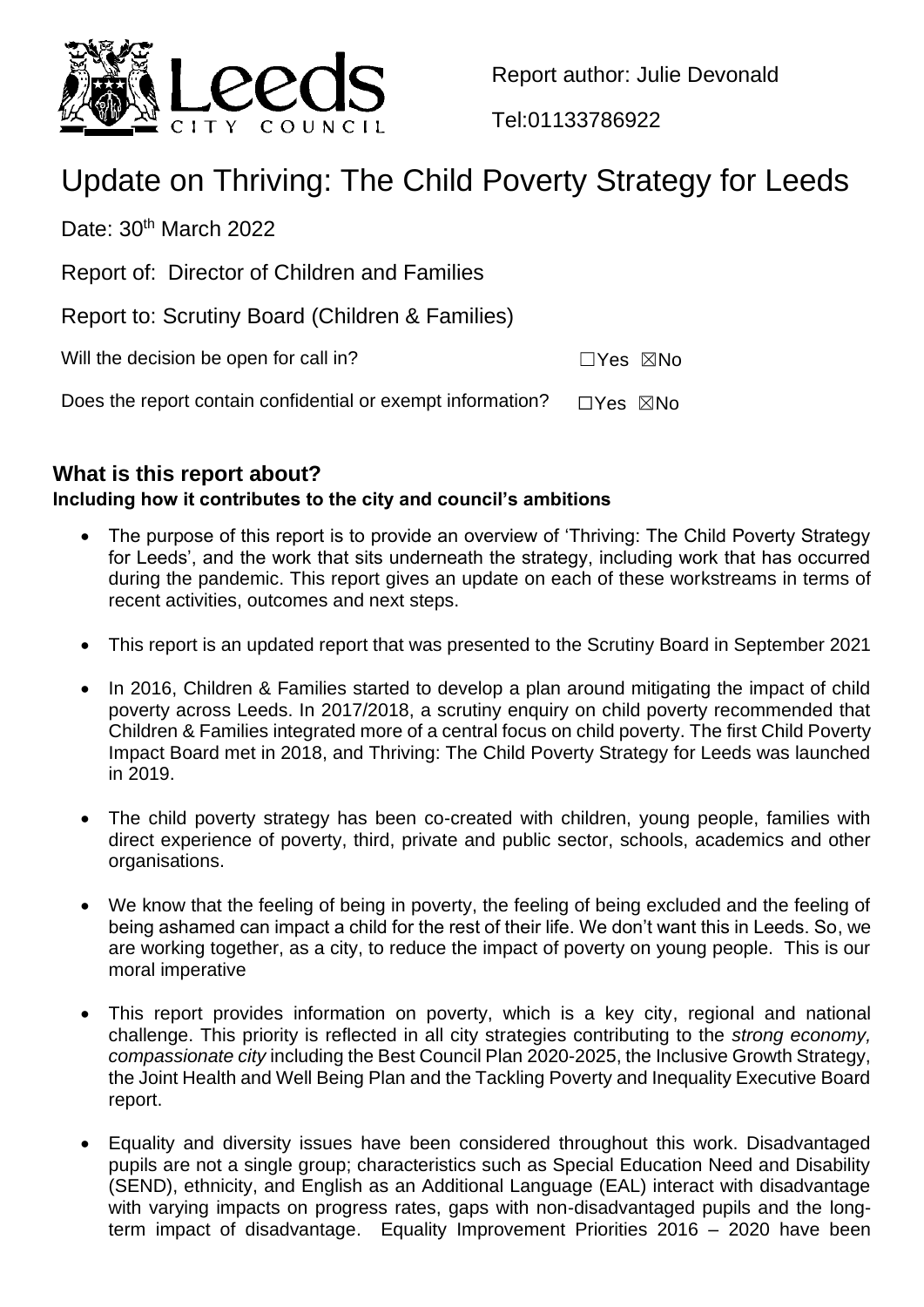Report author: Julie Devonald

Tel:01133786922

# Update on Thriving: The Child Poverty Strategy for Leeds

Date: 30th March 2022

Report of: Director of Children and Families

Report to: Scrutiny Board (Children & Families)

Will the decision be open for call in? ☐Yes ☒No

Does the report contain confidential or exempt information? ☐Yes ☒No

## What is this report about?

**Including how it contributes to the city and council's ambitions**

- The purpose of this report is to provide an overview of 'Thriving: The Child Poverty Strategy for Leeds', and the work that sits underneath the strategy, including work that has occurred during the pandemic. This report gives an update on each of these workstreams in terms of recent activities, outcomes and next steps.
- This report is an updated report that was presented to the Scrutiny Board in September 2021
- In 2016, Children & Families started to develop a plan around mitigating the impact of child poverty across Leeds. In 2017/2018, a scrutiny enquiry on child poverty recommended that Children & Families integrated more of a central focus on child poverty. The first Child Poverty Impact Board met in 2018, and Thriving: The Child Poverty Strategy for Leeds was launched in 2019.
- The child poverty strategy has been co-created with children, young people, families with direct experience of poverty, third, private and public sector, schools, academics and other organisations.
- We know that the feeling of being in poverty, the feeling of being excluded and the feeling of being ashamed can impact a child for the rest of their life. We don't want this in Leeds. So, we are working together, as a city, to reduce the impact of poverty on young people. This is our moral imperative
- This report provides information on poverty, which is a key city, regional and national challenge. This priority is reflected in all city strategies contributing to the *strong economy, compassionate city* including the Best Council Plan 2020-2025, the Inclusive Growth Strategy, the Joint Health and Well Being Plan and the Tackling Poverty and Inequality Executive Board report.
- Equality and diversity issues have been considered throughout this work. Disadvantaged pupils are not a single group; characteristics such as Special Education Need and Disability (SEND), ethnicity, and English as an Additional Language (EAL) interact with disadvantage with varying impacts on progress rates, gaps with non-disadvantaged pupils and the long-term impact of disadvantage. Equality Improvement Priorities 2016 – 2020 have been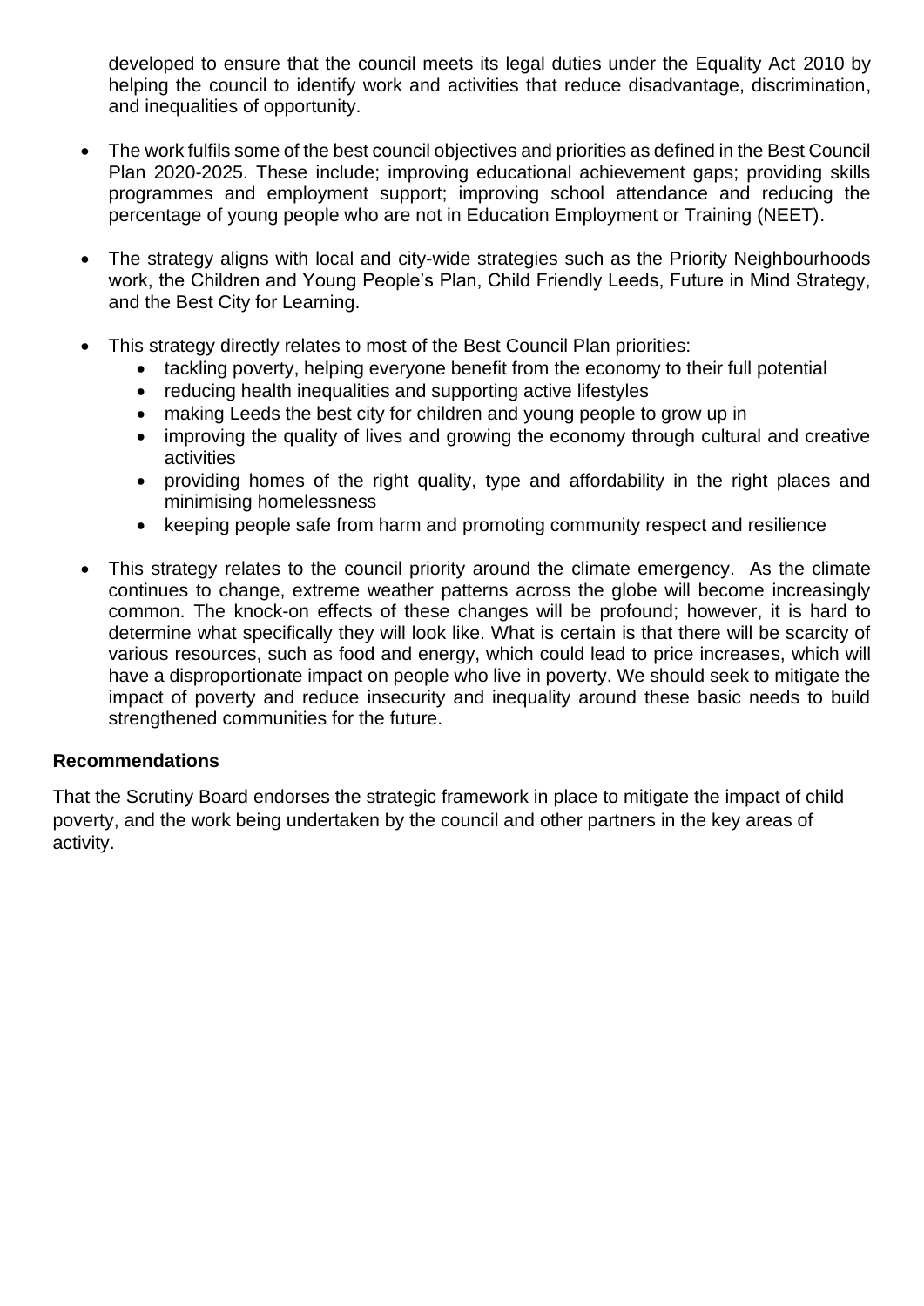developed to ensure that the council meets its legal duties under the Equality Act 2010 by helping the council to identify work and activities that reduce disadvantage, discrimination, and inequalities of opportunity.

- The work fulfils some of the best council objectives and priorities as defined in the Best Council Plan 2020-2025. These include; improving educational achievement gaps; providing skills programmes and employment support; improving school attendance and reducing the percentage of young people who are not in Education Employment or Training (NEET).

- The strategy aligns with local and city-wide strategies such as the Priority Neighbourhoods work, the Children and Young People's Plan, Child Friendly Leeds, Future in Mind Strategy, and the Best City for Learning.

- This strategy directly relates to most of the Best Council Plan priorities:
  - tackling poverty, helping everyone benefit from the economy to their full potential
  - reducing health inequalities and supporting active lifestyles
  - making Leeds the best city for children and young people to grow up in
  - improving the quality of lives and growing the economy through cultural and creative activities
  - providing homes of the right quality, type and affordability in the right places and minimising homelessness
  - keeping people safe from harm and promoting community respect and resilience

- This strategy relates to the council priority around the climate emergency. As the climate continues to change, extreme weather patterns across the globe will become increasingly common. The knock-on effects of these changes will be profound; however, it is hard to determine what specifically they will look like. What is certain is that there will be scarcity of various resources, such as food and energy, which could lead to price increases, which will have a disproportionate impact on people who live in poverty. We should seek to mitigate the impact of poverty and reduce insecurity and inequality around these basic needs to build strengthened communities for the future.

**Recommendations**

That the Scrutiny Board endorses the strategic framework in place to mitigate the impact of child poverty, and the work being undertaken by the council and other partners in the key areas of activity.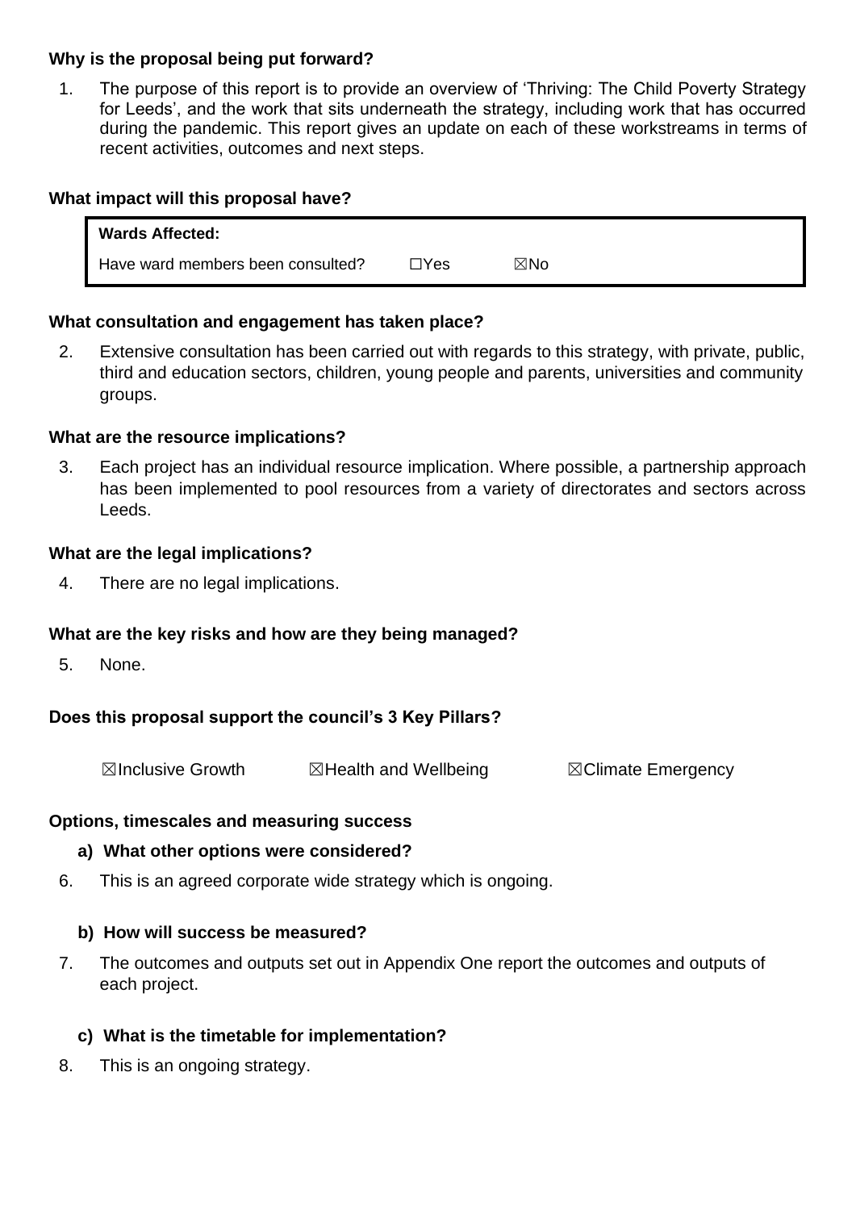**Why is the proposal being put forward?**

1. The purpose of this report is to provide an overview of 'Thriving: The Child Poverty Strategy for Leeds', and the work that sits underneath the strategy, including work that has occurred during the pandemic. This report gives an update on each of these workstreams in terms of recent activities, outcomes and next steps.

**What impact will this proposal have?**

| **Wards Affected:** | | |
|---|---|---|
| Have ward members been consulted? | ☐Yes | ☒No |

**What consultation and engagement has taken place?**

2. Extensive consultation has been carried out with regards to this strategy, with private, public, third and education sectors, children, young people and parents, universities and community groups.

**What are the resource implications?**

3. Each project has an individual resource implication. Where possible, a partnership approach has been implemented to pool resources from a variety of directorates and sectors across Leeds.

**What are the legal implications?**

4. There are no legal implications.

**What are the key risks and how are they being managed?**

5. None.

**Does this proposal support the council's 3 Key Pillars?**

☒Inclusive Growth ☒Health and Wellbeing ☒Climate Emergency

**Options, timescales and measuring success**

**a) What other options were considered?**

6. This is an agreed corporate wide strategy which is ongoing.

**b) How will success be measured?**

7. The outcomes and outputs set out in Appendix One report the outcomes and outputs of each project.

**c) What is the timetable for implementation?**

8. This is an ongoing strategy.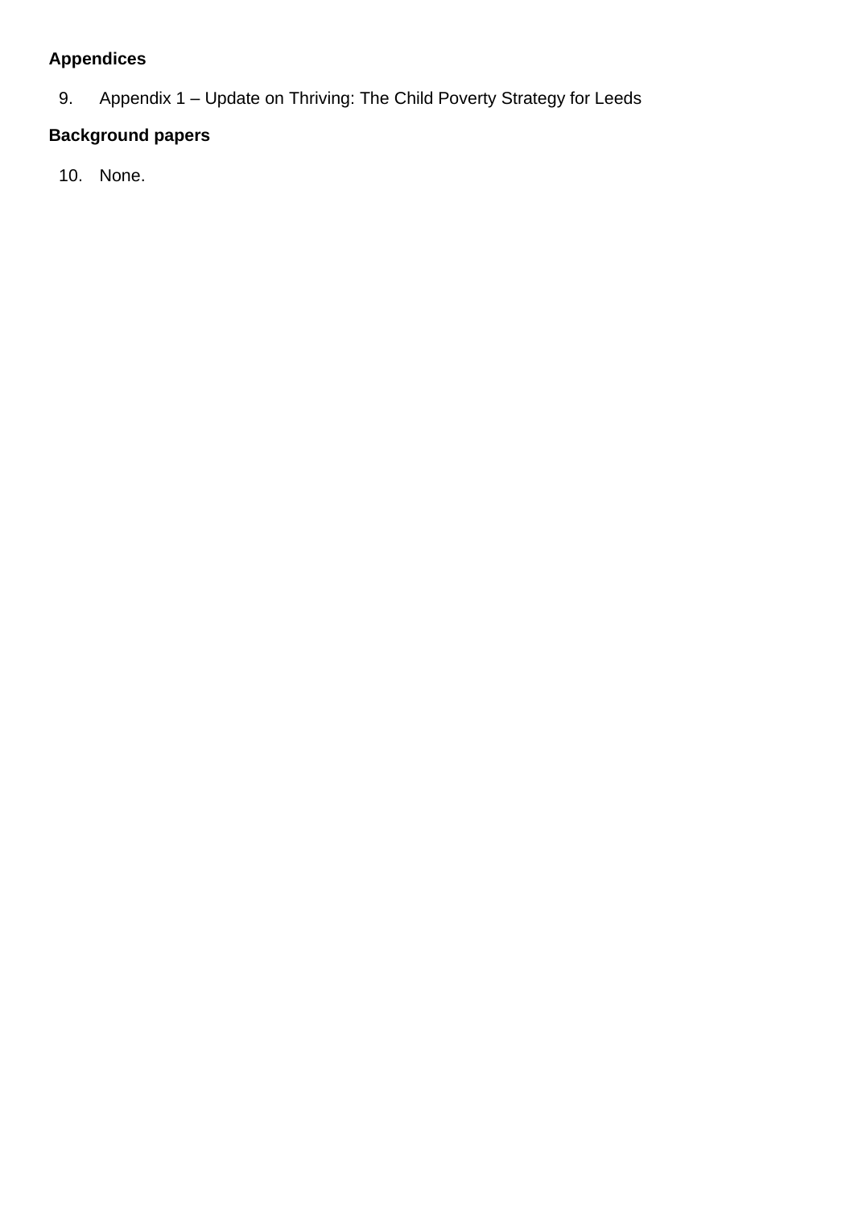**Appendices**

9. Appendix 1 – Update on Thriving: The Child Poverty Strategy for Leeds

**Background papers**

10. None.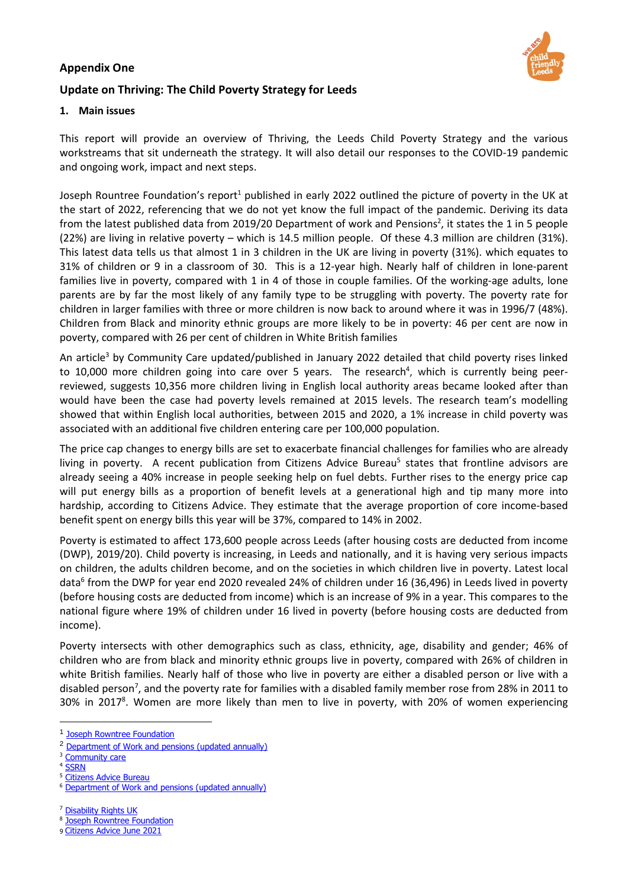## Appendix One

## Update on Thriving: The Child Poverty Strategy for Leeds

### 1. Main issues

This report will provide an overview of Thriving, the Leeds Child Poverty Strategy and the various workstreams that sit underneath the strategy. It will also detail our responses to the COVID-19 pandemic and ongoing work, impact and next steps.

Joseph Rowntree Foundation's report[1] published in early 2022 outlined the picture of poverty in the UK at the start of 2022, referencing that we do not yet know the full impact of the pandemic. Deriving its data from the latest published data from 2019/20 Department of work and Pensions[2], it states the 1 in 5 people (22%) are living in relative poverty – which is 14.5 million people. Of these 4.3 million are children (31%). This latest data tells us that almost 1 in 3 children in the UK are living in poverty (31%). which equates to 31% of children or 9 in a classroom of 30. This is a 12-year high. Nearly half of children in lone-parent families live in poverty, compared with 1 in 4 of those in couple families. Of the working-age adults, lone parents are by far the most likely of any family type to be struggling with poverty. The poverty rate for children in larger families with three or more children is now back to around where it was in 1996/7 (48%). Children from Black and minority ethnic groups are more likely to be in poverty: 46 per cent are now in poverty, compared with 26 per cent of children in White British families

An article[3] by Community Care updated/published in January 2022 detailed that child poverty rises linked to 10,000 more children going into care over 5 years. The research[4], which is currently being peer-reviewed, suggests 10,356 more children living in English local authority areas became looked after than would have been the case had poverty levels remained at 2015 levels. The research team's modelling showed that within English local authorities, between 2015 and 2020, a 1% increase in child poverty was associated with an additional five children entering care per 100,000 population.

The price cap changes to energy bills are set to exacerbate financial challenges for families who are already living in poverty. A recent publication from Citizens Advice Bureau[5] states that frontline advisors are already seeing a 40% increase in people seeking help on fuel debts. Further rises to the energy price cap will put energy bills as a proportion of benefit levels at a generational high and tip many more into hardship, according to Citizens Advice. They estimate that the average proportion of core income-based benefit spent on energy bills this year will be 37%, compared to 14% in 2002.

Poverty is estimated to affect 173,600 people across Leeds (after housing costs are deducted from income (DWP), 2019/20). Child poverty is increasing, in Leeds and nationally, and it is having very serious impacts on children, the adults children become, and on the societies in which children live in poverty. Latest local data[6] from the DWP for year end 2020 revealed 24% of children under 16 (36,496) in Leeds lived in poverty (before housing costs are deducted from income) which is an increase of 9% in a year. This compares to the national figure where 19% of children under 16 lived in poverty (before housing costs are deducted from income).

Poverty intersects with other demographics such as class, ethnicity, age, disability and gender; 46% of children who are from black and minority ethnic groups live in poverty, compared with 26% of children in white British families. Nearly half of those who live in poverty are either a disabled person or live with a disabled person[7], and the poverty rate for families with a disabled family member rose from 28% in 2011 to 30% in 2017[8]. Women are more likely than men to live in poverty, with 20% of women experiencing

---

[1] Joseph Rowntree Foundation
[2] Department of Work and pensions (updated annually)
[3] Community care
[4] SSRN
[5] Citizens Advice Bureau
[6] Department of Work and pensions (updated annually)
[7] Disability Rights UK
[8] Joseph Rowntree Foundation
[9] Citizens Advice June 2021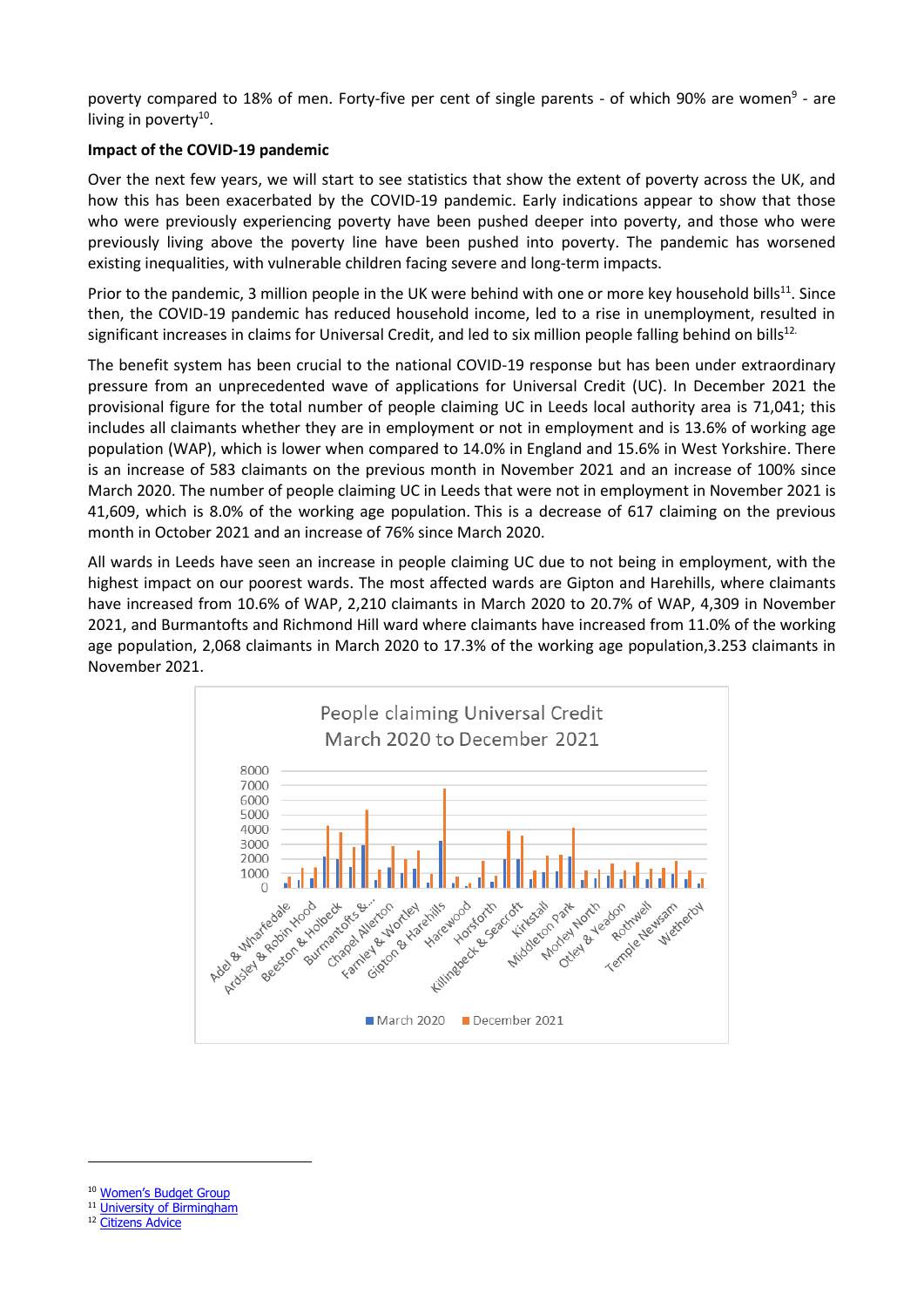poverty compared to 18% of men. Forty-five per cent of single parents - of which 90% are women[9] - are living in poverty[10].

**Impact of the COVID-19 pandemic**

Over the next few years, we will start to see statistics that show the extent of poverty across the UK, and how this has been exacerbated by the COVID-19 pandemic. Early indications appear to show that those who were previously experiencing poverty have been pushed deeper into poverty, and those who were previously living above the poverty line have been pushed into poverty. The pandemic has worsened existing inequalities, with vulnerable children facing severe and long-term impacts.

Prior to the pandemic, 3 million people in the UK were behind with one or more key household bills[11]. Since then, the COVID-19 pandemic has reduced household income, led to a rise in unemployment, resulted in significant increases in claims for Universal Credit, and led to six million people falling behind on bills[12].

The benefit system has been crucial to the national COVID-19 response but has been under extraordinary pressure from an unprecedented wave of applications for Universal Credit (UC). In December 2021 the provisional figure for the total number of people claiming UC in Leeds local authority area is 71,041; this includes all claimants whether they are in employment or not in employment and is 13.6% of working age population (WAP), which is lower when compared to 14.0% in England and 15.6% in West Yorkshire. There is an increase of 583 claimants on the previous month in November 2021 and an increase of 100% since March 2020. The number of people claiming UC in Leeds that were not in employment in November 2021 is 41,609, which is 8.0% of the working age population. This is a decrease of 617 claiming on the previous month in October 2021 and an increase of 76% since March 2020.

All wards in Leeds have seen an increase in people claiming UC due to not being in employment, with the highest impact on our poorest wards. The most affected wards are Gipton and Harehills, where claimants have increased from 10.6% of WAP, 2,210 claimants in March 2020 to 20.7% of WAP, 4,309 in November 2021, and Burmantofts and Richmond Hill ward where claimants have increased from 11.0% of the working age population, 2,068 claimants in March 2020 to 17.3% of the working age population,3.253 claimants in November 2021.

People claiming Universal Credit
March 2020 to December 2021

[10] Women's Budget Group
[11] University of Birmingham
[12] Citizens Advice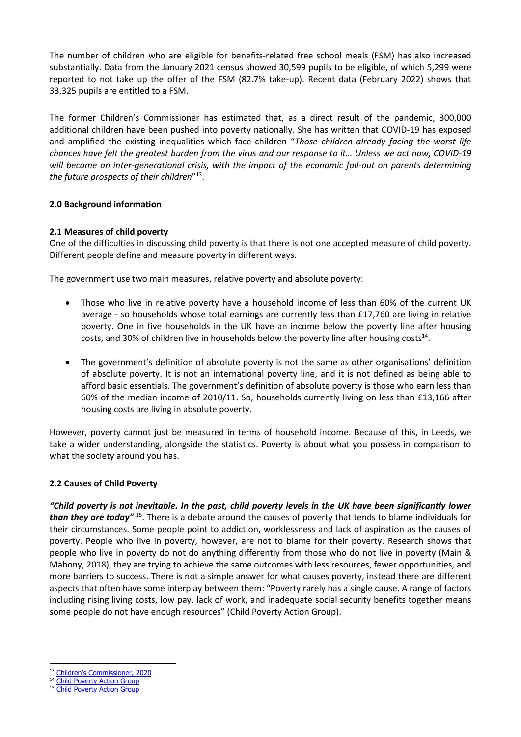The number of children who are eligible for benefits-related free school meals (FSM) has also increased substantially. Data from the January 2021 census showed 30,599 pupils to be eligible, of which 5,299 were reported to not take up the offer of the FSM (82.7% take-up). Recent data (February 2022) shows that 33,325 pupils are entitled to a FSM.

The former Children's Commissioner has estimated that, as a direct result of the pandemic, 300,000 additional children have been pushed into poverty nationally. She has written that COVID-19 has exposed and amplified the existing inequalities which face children "*Those children already facing the worst life chances have felt the greatest burden from the virus and our response to it… Unless we act now, COVID-19 will become an inter-generational crisis, with the impact of the economic fall-out on parents determining the future prospects of their children*"[13].

## 2.0 Background information

### 2.1 Measures of child poverty

One of the difficulties in discussing child poverty is that there is not one accepted measure of child poverty. Different people define and measure poverty in different ways.

The government use two main measures, relative poverty and absolute poverty:

- Those who live in relative poverty have a household income of less than 60% of the current UK average - so households whose total earnings are currently less than £17,760 are living in relative poverty. One in five households in the UK have an income below the poverty line after housing costs, and 30% of children live in households below the poverty line after housing costs[14].
- The government's definition of absolute poverty is not the same as other organisations' definition of absolute poverty. It is not an international poverty line, and it is not defined as being able to afford basic essentials. The government's definition of absolute poverty is those who earn less than 60% of the median income of 2010/11. So, households currently living on less than £13,166 after housing costs are living in absolute poverty.

However, poverty cannot just be measured in terms of household income. Because of this, in Leeds, we take a wider understanding, alongside the statistics. Poverty is about what you possess in comparison to what the society around you has.

### 2.2 Causes of Child Poverty

***"Child poverty is not inevitable. In the past, child poverty levels in the UK have been significantly lower than they are today"*** [15]. There is a debate around the causes of poverty that tends to blame individuals for their circumstances. Some people point to addiction, worklessness and lack of aspiration as the causes of poverty. People who live in poverty, however, are not to blame for their poverty. Research shows that people who live in poverty do not do anything differently from those who do not live in poverty (Main & Mahony, 2018), they are trying to achieve the same outcomes with less resources, fewer opportunities, and more barriers to success. There is not a simple answer for what causes poverty, instead there are different aspects that often have some interplay between them: "Poverty rarely has a single cause. A range of factors including rising living costs, low pay, lack of work, and inadequate social security benefits together means some people do not have enough resources" (Child Poverty Action Group).

---

[13] Children's Commissioner, 2020
[14] Child Poverty Action Group
[15] Child Poverty Action Group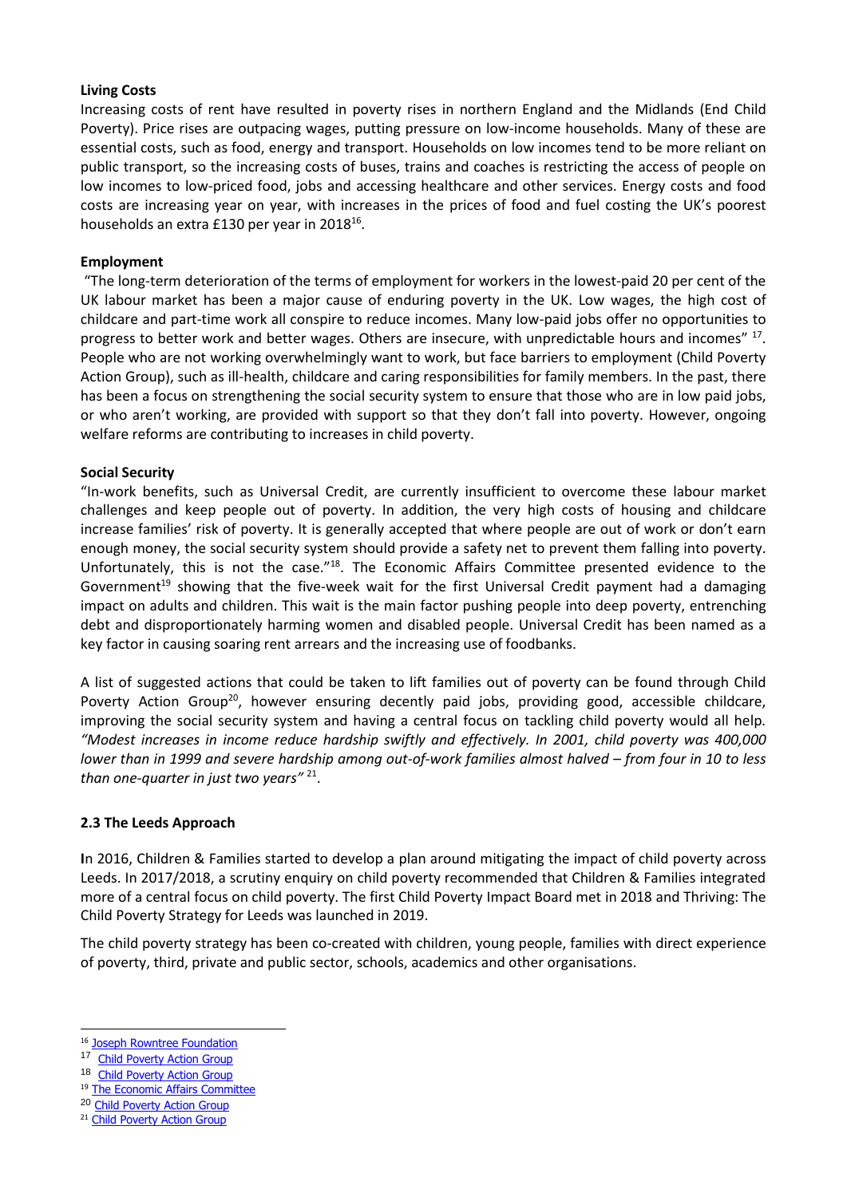**Living Costs**

Increasing costs of rent have resulted in poverty rises in northern England and the Midlands (End Child Poverty). Price rises are outpacing wages, putting pressure on low-income households. Many of these are essential costs, such as food, energy and transport. Households on low incomes tend to be more reliant on public transport, so the increasing costs of buses, trains and coaches is restricting the access of people on low incomes to low-priced food, jobs and accessing healthcare and other services. Energy costs and food costs are increasing year on year, with increases in the prices of food and fuel costing the UK's poorest households an extra £130 per year in 2018[16].

**Employment**

"The long-term deterioration of the terms of employment for workers in the lowest-paid 20 per cent of the UK labour market has been a major cause of enduring poverty in the UK. Low wages, the high cost of childcare and part-time work all conspire to reduce incomes. Many low-paid jobs offer no opportunities to progress to better work and better wages. Others are insecure, with unpredictable hours and incomes" [17]. People who are not working overwhelmingly want to work, but face barriers to employment (Child Poverty Action Group), such as ill-health, childcare and caring responsibilities for family members. In the past, there has been a focus on strengthening the social security system to ensure that those who are in low paid jobs, or who aren't working, are provided with support so that they don't fall into poverty. However, ongoing welfare reforms are contributing to increases in child poverty.

**Social Security**

"In-work benefits, such as Universal Credit, are currently insufficient to overcome these labour market challenges and keep people out of poverty. In addition, the very high costs of housing and childcare increase families' risk of poverty. It is generally accepted that where people are out of work or don't earn enough money, the social security system should provide a safety net to prevent them falling into poverty. Unfortunately, this is not the case."[18]. The Economic Affairs Committee presented evidence to the Government[19] showing that the five-week wait for the first Universal Credit payment had a damaging impact on adults and children. This wait is the main factor pushing people into deep poverty, entrenching debt and disproportionately harming women and disabled people. Universal Credit has been named as a key factor in causing soaring rent arrears and the increasing use of foodbanks.

A list of suggested actions that could be taken to lift families out of poverty can be found through Child Poverty Action Group[20], however ensuring decently paid jobs, providing good, accessible childcare, improving the social security system and having a central focus on tackling child poverty would all help. *"Modest increases in income reduce hardship swiftly and effectively. In 2001, child poverty was 400,000 lower than in 1999 and severe hardship among out-of-work families almost halved – from four in 10 to less than one-quarter in just two years"* [21].

### 2.3 The Leeds Approach

In 2016, Children & Families started to develop a plan around mitigating the impact of child poverty across Leeds. In 2017/2018, a scrutiny enquiry on child poverty recommended that Children & Families integrated more of a central focus on child poverty. The first Child Poverty Impact Board met in 2018 and Thriving: The Child Poverty Strategy for Leeds was launched in 2019.

The child poverty strategy has been co-created with children, young people, families with direct experience of poverty, third, private and public sector, schools, academics and other organisations.

---

[16] Joseph Rowntree Foundation
[17] Child Poverty Action Group
[18] Child Poverty Action Group
[19] The Economic Affairs Committee
[20] Child Poverty Action Group
[21] Child Poverty Action Group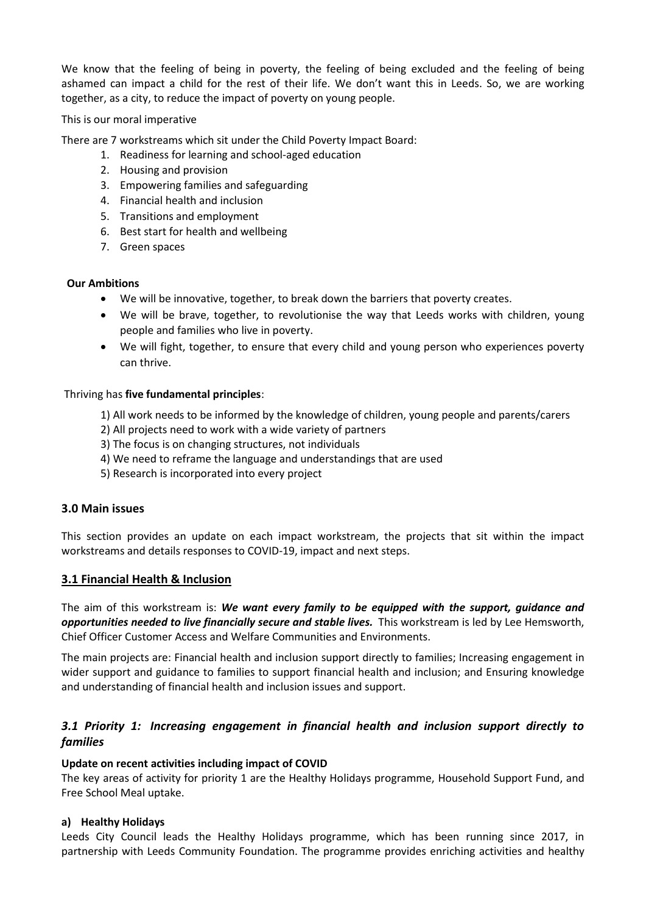We know that the feeling of being in poverty, the feeling of being excluded and the feeling of being ashamed can impact a child for the rest of their life. We don't want this in Leeds. So, we are working together, as a city, to reduce the impact of poverty on young people.

This is our moral imperative

There are 7 workstreams which sit under the Child Poverty Impact Board:

1. Readiness for learning and school-aged education
2. Housing and provision
3. Empowering families and safeguarding
4. Financial health and inclusion
5. Transitions and employment
6. Best start for health and wellbeing
7. Green spaces

**Our Ambitions**

- We will be innovative, together, to break down the barriers that poverty creates.
- We will be brave, together, to revolutionise the way that Leeds works with children, young people and families who live in poverty.
- We will fight, together, to ensure that every child and young person who experiences poverty can thrive.

Thriving has **five fundamental principles**:

1) All work needs to be informed by the knowledge of children, young people and parents/carers
2) All projects need to work with a wide variety of partners
3) The focus is on changing structures, not individuals
4) We need to reframe the language and understandings that are used
5) Research is incorporated into every project

## 3.0 Main issues

This section provides an update on each impact workstream, the projects that sit within the impact workstreams and details responses to COVID-19, impact and next steps.

## 3.1 Financial Health & Inclusion

The aim of this workstream is: ***We want every family to be equipped with the support, guidance and opportunities needed to live financially secure and stable lives.*** This workstream is led by Lee Hemsworth, Chief Officer Customer Access and Welfare Communities and Environments.

The main projects are: Financial health and inclusion support directly to families; Increasing engagement in wider support and guidance to families to support financial health and inclusion; and Ensuring knowledge and understanding of financial health and inclusion issues and support.

### *3.1 Priority 1: Increasing engagement in financial health and inclusion support directly to families*

**Update on recent activities including impact of COVID**

The key areas of activity for priority 1 are the Healthy Holidays programme, Household Support Fund, and Free School Meal uptake.

**a) Healthy Holidays**

Leeds City Council leads the Healthy Holidays programme, which has been running since 2017, in partnership with Leeds Community Foundation. The programme provides enriching activities and healthy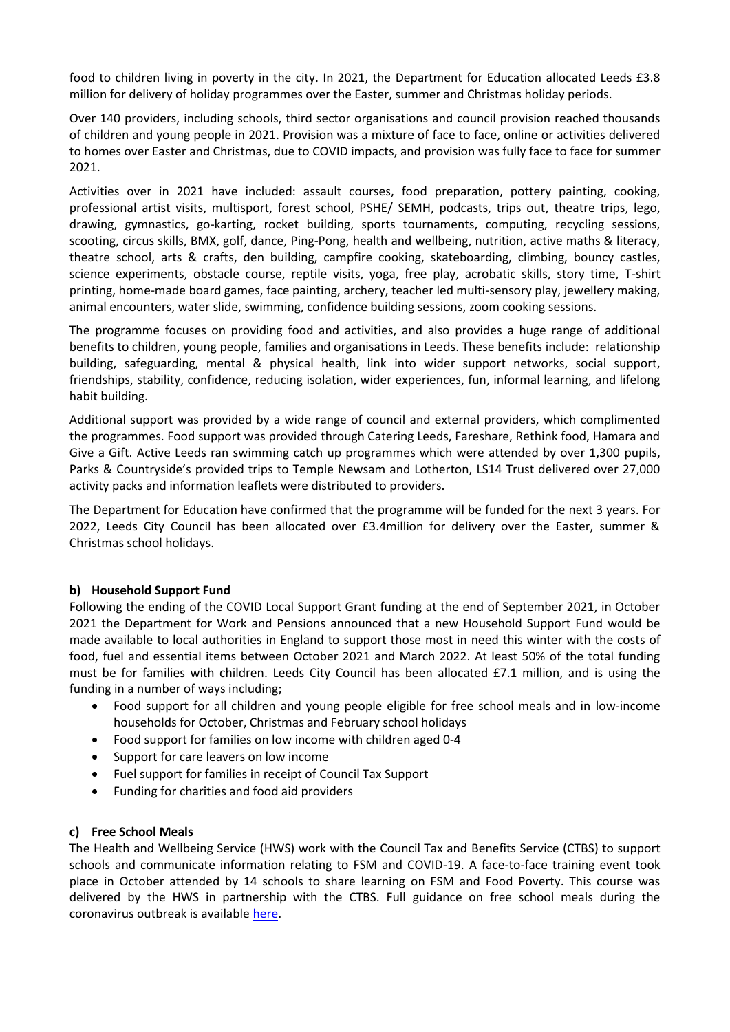food to children living in poverty in the city. In 2021, the Department for Education allocated Leeds £3.8 million for delivery of holiday programmes over the Easter, summer and Christmas holiday periods.

Over 140 providers, including schools, third sector organisations and council provision reached thousands of children and young people in 2021. Provision was a mixture of face to face, online or activities delivered to homes over Easter and Christmas, due to COVID impacts, and provision was fully face to face for summer 2021.

Activities over in 2021 have included: assault courses, food preparation, pottery painting, cooking, professional artist visits, multisport, forest school, PSHE/ SEMH, podcasts, trips out, theatre trips, lego, drawing, gymnastics, go-karting, rocket building, sports tournaments, computing, recycling sessions, scooting, circus skills, BMX, golf, dance, Ping-Pong, health and wellbeing, nutrition, active maths & literacy, theatre school, arts & crafts, den building, campfire cooking, skateboarding, climbing, bouncy castles, science experiments, obstacle course, reptile visits, yoga, free play, acrobatic skills, story time, T-shirt printing, home-made board games, face painting, archery, teacher led multi-sensory play, jewellery making, animal encounters, water slide, swimming, confidence building sessions, zoom cooking sessions.

The programme focuses on providing food and activities, and also provides a huge range of additional benefits to children, young people, families and organisations in Leeds. These benefits include: relationship building, safeguarding, mental & physical health, link into wider support networks, social support, friendships, stability, confidence, reducing isolation, wider experiences, fun, informal learning, and lifelong habit building.

Additional support was provided by a wide range of council and external providers, which complimented the programmes. Food support was provided through Catering Leeds, Fareshare, Rethink food, Hamara and Give a Gift. Active Leeds ran swimming catch up programmes which were attended by over 1,300 pupils, Parks & Countryside's provided trips to Temple Newsam and Lotherton, LS14 Trust delivered over 27,000 activity packs and information leaflets were distributed to providers.

The Department for Education have confirmed that the programme will be funded for the next 3 years. For 2022, Leeds City Council has been allocated over £3.4million for delivery over the Easter, summer & Christmas school holidays.

**b) Household Support Fund**

Following the ending of the COVID Local Support Grant funding at the end of September 2021, in October 2021 the Department for Work and Pensions announced that a new Household Support Fund would be made available to local authorities in England to support those most in need this winter with the costs of food, fuel and essential items between October 2021 and March 2022. At least 50% of the total funding must be for families with children. Leeds City Council has been allocated £7.1 million, and is using the funding in a number of ways including;

- Food support for all children and young people eligible for free school meals and in low-income households for October, Christmas and February school holidays
- Food support for families on low income with children aged 0-4
- Support for care leavers on low income
- Fuel support for families in receipt of Council Tax Support
- Funding for charities and food aid providers

**c) Free School Meals**

The Health and Wellbeing Service (HWS) work with the Council Tax and Benefits Service (CTBS) to support schools and communicate information relating to FSM and COVID-19. A face-to-face training event took place in October attended by 14 schools to share learning on FSM and Food Poverty. This course was delivered by the HWS in partnership with the CTBS. Full guidance on free school meals during the coronavirus outbreak is available here.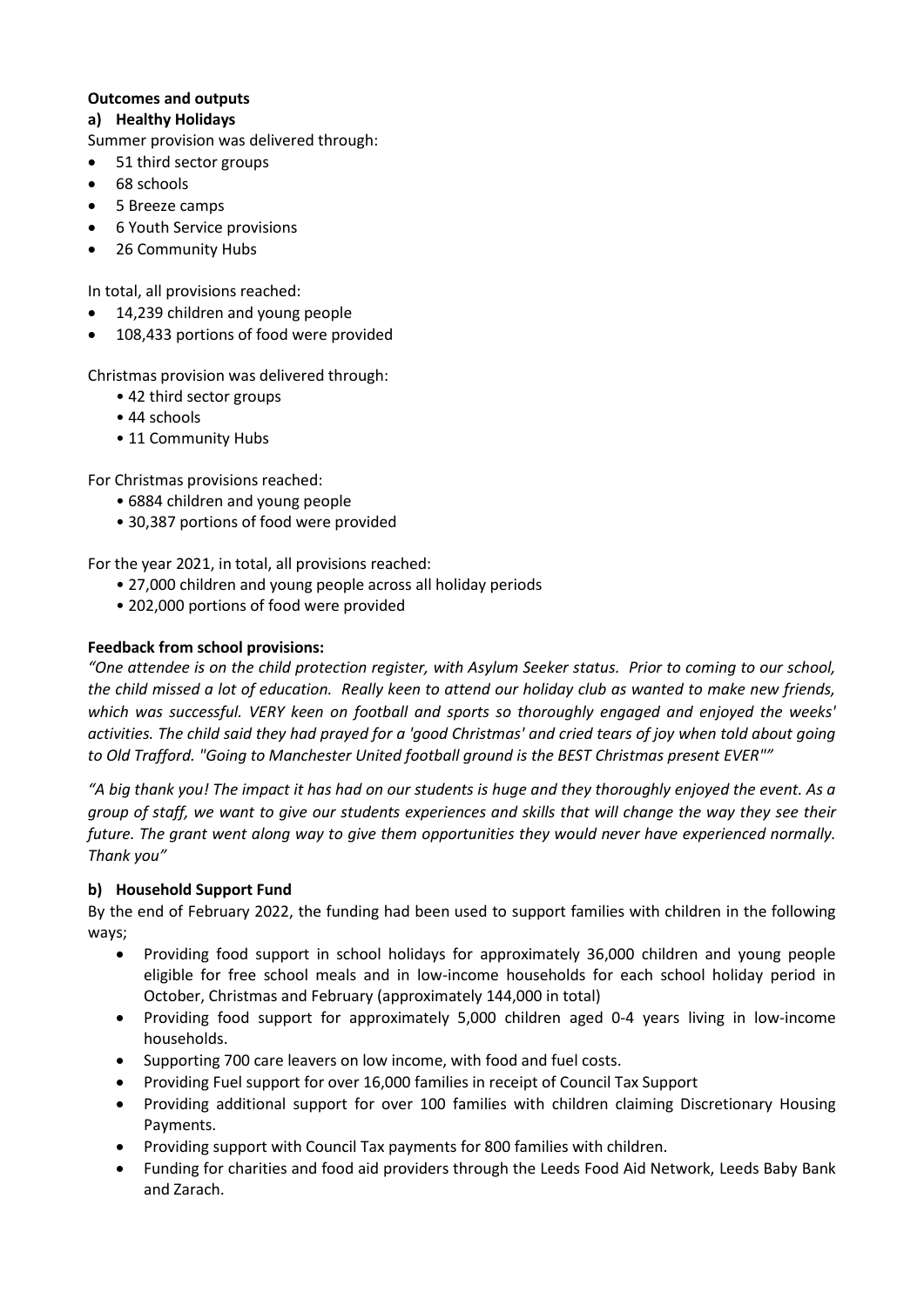**Outcomes and outputs**

**a) Healthy Holidays**

Summer provision was delivered through:

- 51 third sector groups
- 68 schools
- 5 Breeze camps
- 6 Youth Service provisions
- 26 Community Hubs

In total, all provisions reached:

- 14,239 children and young people
- 108,433 portions of food were provided

Christmas provision was delivered through:

- 42 third sector groups
- 44 schools
- 11 Community Hubs

For Christmas provisions reached:

- 6884 children and young people
- 30,387 portions of food were provided

For the year 2021, in total, all provisions reached:

- 27,000 children and young people across all holiday periods
- 202,000 portions of food were provided

**Feedback from school provisions:**

*"One attendee is on the child protection register, with Asylum Seeker status. Prior to coming to our school, the child missed a lot of education. Really keen to attend our holiday club as wanted to make new friends, which was successful. VERY keen on football and sports so thoroughly engaged and enjoyed the weeks' activities. The child said they had prayed for a 'good Christmas' and cried tears of joy when told about going to Old Trafford. "Going to Manchester United football ground is the BEST Christmas present EVER""*

*"A big thank you! The impact it has had on our students is huge and they thoroughly enjoyed the event. As a group of staff, we want to give our students experiences and skills that will change the way they see their future. The grant went along way to give them opportunities they would never have experienced normally. Thank you"*

**b) Household Support Fund**

By the end of February 2022, the funding had been used to support families with children in the following ways;

- Providing food support in school holidays for approximately 36,000 children and young people eligible for free school meals and in low-income households for each school holiday period in October, Christmas and February (approximately 144,000 in total)
- Providing food support for approximately 5,000 children aged 0-4 years living in low-income households.
- Supporting 700 care leavers on low income, with food and fuel costs.
- Providing Fuel support for over 16,000 families in receipt of Council Tax Support
- Providing additional support for over 100 families with children claiming Discretionary Housing Payments.
- Providing support with Council Tax payments for 800 families with children.
- Funding for charities and food aid providers through the Leeds Food Aid Network, Leeds Baby Bank and Zarach.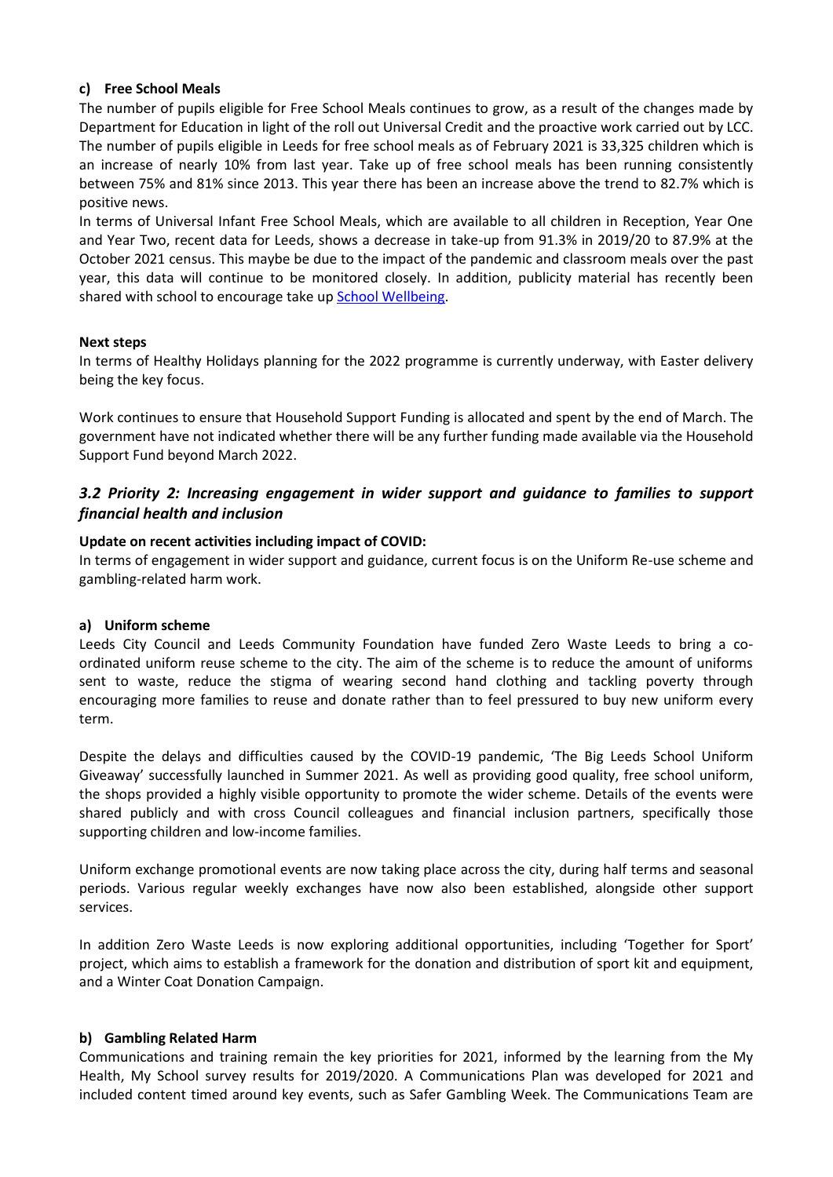**c) Free School Meals**

The number of pupils eligible for Free School Meals continues to grow, as a result of the changes made by Department for Education in light of the roll out Universal Credit and the proactive work carried out by LCC. The number of pupils eligible in Leeds for free school meals as of February 2021 is 33,325 children which is an increase of nearly 10% from last year. Take up of free school meals has been running consistently between 75% and 81% since 2013. This year there has been an increase above the trend to 82.7% which is positive news.

In terms of Universal Infant Free School Meals, which are available to all children in Reception, Year One and Year Two, recent data for Leeds, shows a decrease in take-up from 91.3% in 2019/20 to 87.9% at the October 2021 census. This maybe be due to the impact of the pandemic and classroom meals over the past year, this data will continue to be monitored closely. In addition, publicity material has recently been shared with school to encourage take up School Wellbeing.

**Next steps**

In terms of Healthy Holidays planning for the 2022 programme is currently underway, with Easter delivery being the key focus.

Work continues to ensure that Household Support Funding is allocated and spent by the end of March. The government have not indicated whether there will be any further funding made available via the Household Support Fund beyond March 2022.

### *3.2 Priority 2: Increasing engagement in wider support and guidance to families to support financial health and inclusion*

**Update on recent activities including impact of COVID:**

In terms of engagement in wider support and guidance, current focus is on the Uniform Re-use scheme and gambling-related harm work.

**a) Uniform scheme**

Leeds City Council and Leeds Community Foundation have funded Zero Waste Leeds to bring a co-ordinated uniform reuse scheme to the city. The aim of the scheme is to reduce the amount of uniforms sent to waste, reduce the stigma of wearing second hand clothing and tackling poverty through encouraging more families to reuse and donate rather than to feel pressured to buy new uniform every term.

Despite the delays and difficulties caused by the COVID-19 pandemic, 'The Big Leeds School Uniform Giveaway' successfully launched in Summer 2021. As well as providing good quality, free school uniform, the shops provided a highly visible opportunity to promote the wider scheme. Details of the events were shared publicly and with cross Council colleagues and financial inclusion partners, specifically those supporting children and low-income families.

Uniform exchange promotional events are now taking place across the city, during half terms and seasonal periods. Various regular weekly exchanges have now also been established, alongside other support services.

In addition Zero Waste Leeds is now exploring additional opportunities, including 'Together for Sport' project, which aims to establish a framework for the donation and distribution of sport kit and equipment, and a Winter Coat Donation Campaign.

**b) Gambling Related Harm**

Communications and training remain the key priorities for 2021, informed by the learning from the My Health, My School survey results for 2019/2020. A Communications Plan was developed for 2021 and included content timed around key events, such as Safer Gambling Week. The Communications Team are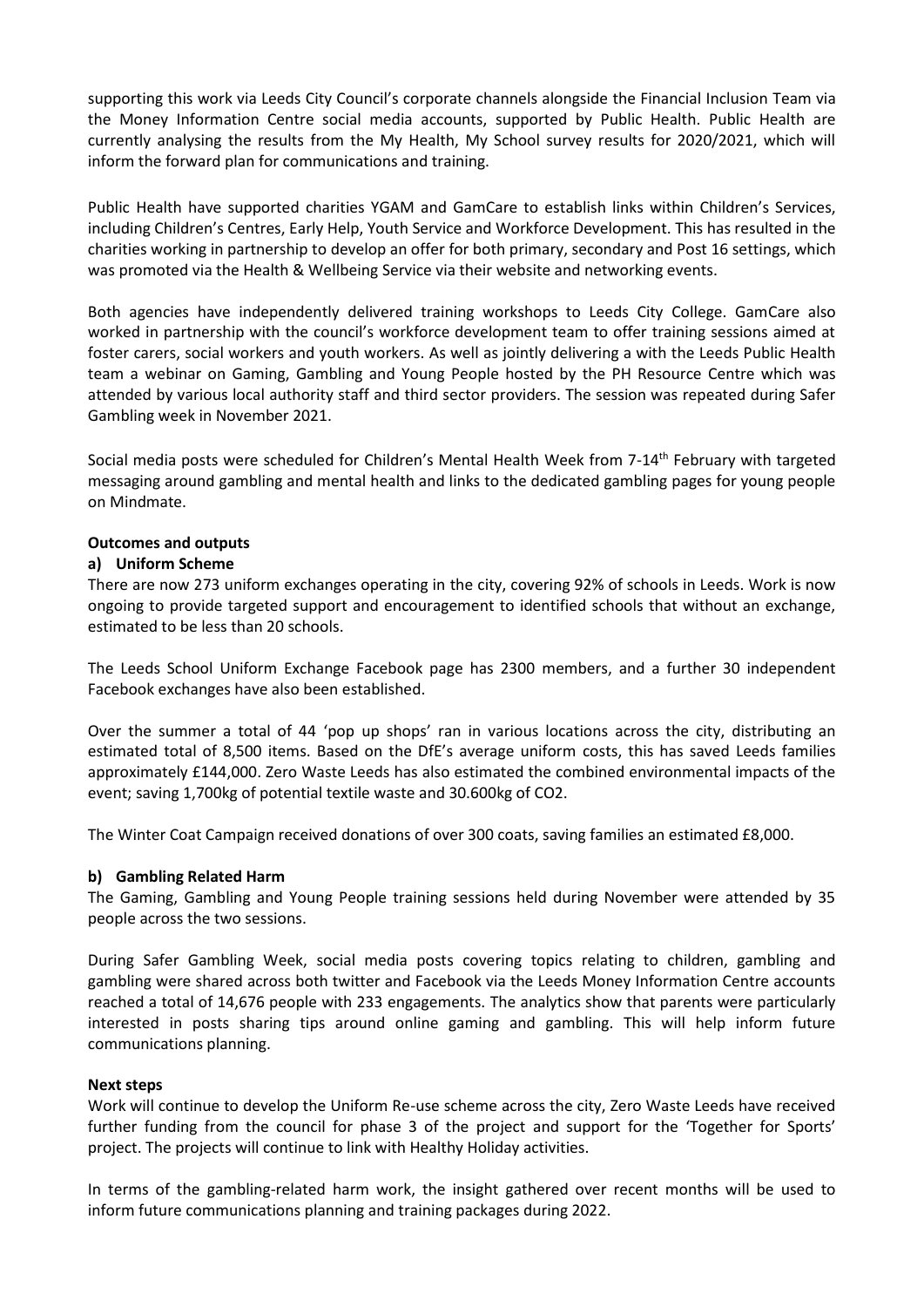supporting this work via Leeds City Council's corporate channels alongside the Financial Inclusion Team via the Money Information Centre social media accounts, supported by Public Health. Public Health are currently analysing the results from the My Health, My School survey results for 2020/2021, which will inform the forward plan for communications and training.

Public Health have supported charities YGAM and GamCare to establish links within Children's Services, including Children's Centres, Early Help, Youth Service and Workforce Development. This has resulted in the charities working in partnership to develop an offer for both primary, secondary and Post 16 settings, which was promoted via the Health & Wellbeing Service via their website and networking events.

Both agencies have independently delivered training workshops to Leeds City College. GamCare also worked in partnership with the council's workforce development team to offer training sessions aimed at foster carers, social workers and youth workers. As well as jointly delivering a with the Leeds Public Health team a webinar on Gaming, Gambling and Young People hosted by the PH Resource Centre which was attended by various local authority staff and third sector providers. The session was repeated during Safer Gambling week in November 2021.

Social media posts were scheduled for Children's Mental Health Week from 7-14th February with targeted messaging around gambling and mental health and links to the dedicated gambling pages for young people on Mindmate.

**Outcomes and outputs**

**a) Uniform Scheme**

There are now 273 uniform exchanges operating in the city, covering 92% of schools in Leeds. Work is now ongoing to provide targeted support and encouragement to identified schools that without an exchange, estimated to be less than 20 schools.

The Leeds School Uniform Exchange Facebook page has 2300 members, and a further 30 independent Facebook exchanges have also been established.

Over the summer a total of 44 'pop up shops' ran in various locations across the city, distributing an estimated total of 8,500 items. Based on the DfE's average uniform costs, this has saved Leeds families approximately £144,000. Zero Waste Leeds has also estimated the combined environmental impacts of the event; saving 1,700kg of potential textile waste and 30.600kg of CO2.

The Winter Coat Campaign received donations of over 300 coats, saving families an estimated £8,000.

**b) Gambling Related Harm**

The Gaming, Gambling and Young People training sessions held during November were attended by 35 people across the two sessions.

During Safer Gambling Week, social media posts covering topics relating to children, gambling and gambling were shared across both twitter and Facebook via the Leeds Money Information Centre accounts reached a total of 14,676 people with 233 engagements. The analytics show that parents were particularly interested in posts sharing tips around online gaming and gambling. This will help inform future communications planning.

**Next steps**

Work will continue to develop the Uniform Re-use scheme across the city, Zero Waste Leeds have received further funding from the council for phase 3 of the project and support for the 'Together for Sports' project. The projects will continue to link with Healthy Holiday activities.

In terms of the gambling-related harm work, the insight gathered over recent months will be used to inform future communications planning and training packages during 2022.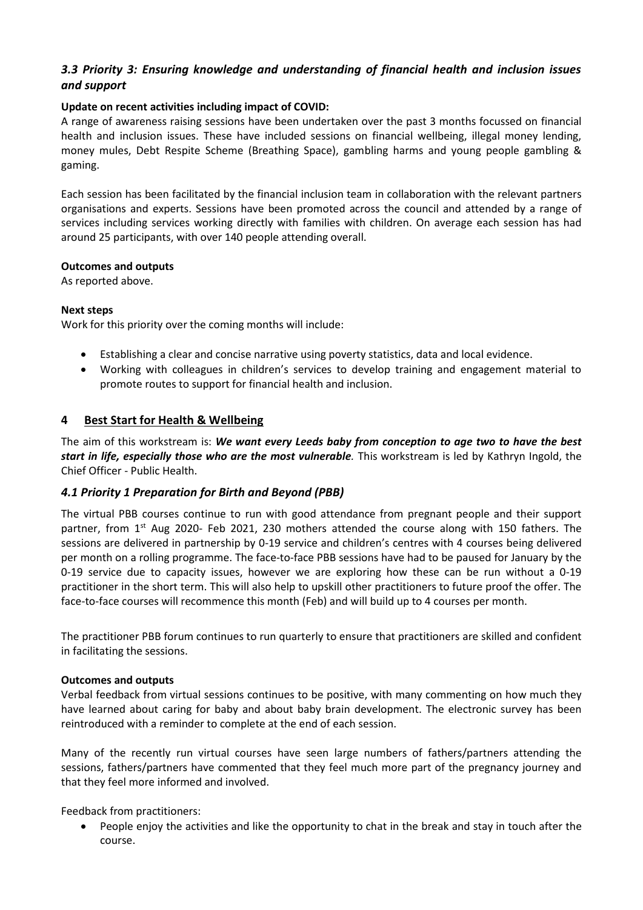### *3.3 Priority 3: Ensuring knowledge and understanding of financial health and inclusion issues and support*

**Update on recent activities including impact of COVID:**

A range of awareness raising sessions have been undertaken over the past 3 months focussed on financial health and inclusion issues. These have included sessions on financial wellbeing, illegal money lending, money mules, Debt Respite Scheme (Breathing Space), gambling harms and young people gambling & gaming.

Each session has been facilitated by the financial inclusion team in collaboration with the relevant partners organisations and experts. Sessions have been promoted across the council and attended by a range of services including services working directly with families with children. On average each session has had around 25 participants, with over 140 people attending overall.

**Outcomes and outputs**

As reported above.

**Next steps**

Work for this priority over the coming months will include:

- Establishing a clear and concise narrative using poverty statistics, data and local evidence.
- Working with colleagues in children's services to develop training and engagement material to promote routes to support for financial health and inclusion.

## 4 Best Start for Health & Wellbeing

The aim of this workstream is: ***We want every Leeds baby from conception to age two to have the best start in life, especially those who are the most vulnerable.*** This workstream is led by Kathryn Ingold, the Chief Officer - Public Health.

### *4.1 Priority 1 Preparation for Birth and Beyond (PBB)*

The virtual PBB courses continue to run with good attendance from pregnant people and their support partner, from 1st Aug 2020- Feb 2021, 230 mothers attended the course along with 150 fathers. The sessions are delivered in partnership by 0-19 service and children's centres with 4 courses being delivered per month on a rolling programme. The face-to-face PBB sessions have had to be paused for January by the 0-19 service due to capacity issues, however we are exploring how these can be run without a 0-19 practitioner in the short term. This will also help to upskill other practitioners to future proof the offer. The face-to-face courses will recommence this month (Feb) and will build up to 4 courses per month.

The practitioner PBB forum continues to run quarterly to ensure that practitioners are skilled and confident in facilitating the sessions.

**Outcomes and outputs**

Verbal feedback from virtual sessions continues to be positive, with many commenting on how much they have learned about caring for baby and about baby brain development. The electronic survey has been reintroduced with a reminder to complete at the end of each session.

Many of the recently run virtual courses have seen large numbers of fathers/partners attending the sessions, fathers/partners have commented that they feel much more part of the pregnancy journey and that they feel more informed and involved.

Feedback from practitioners:

- People enjoy the activities and like the opportunity to chat in the break and stay in touch after the course.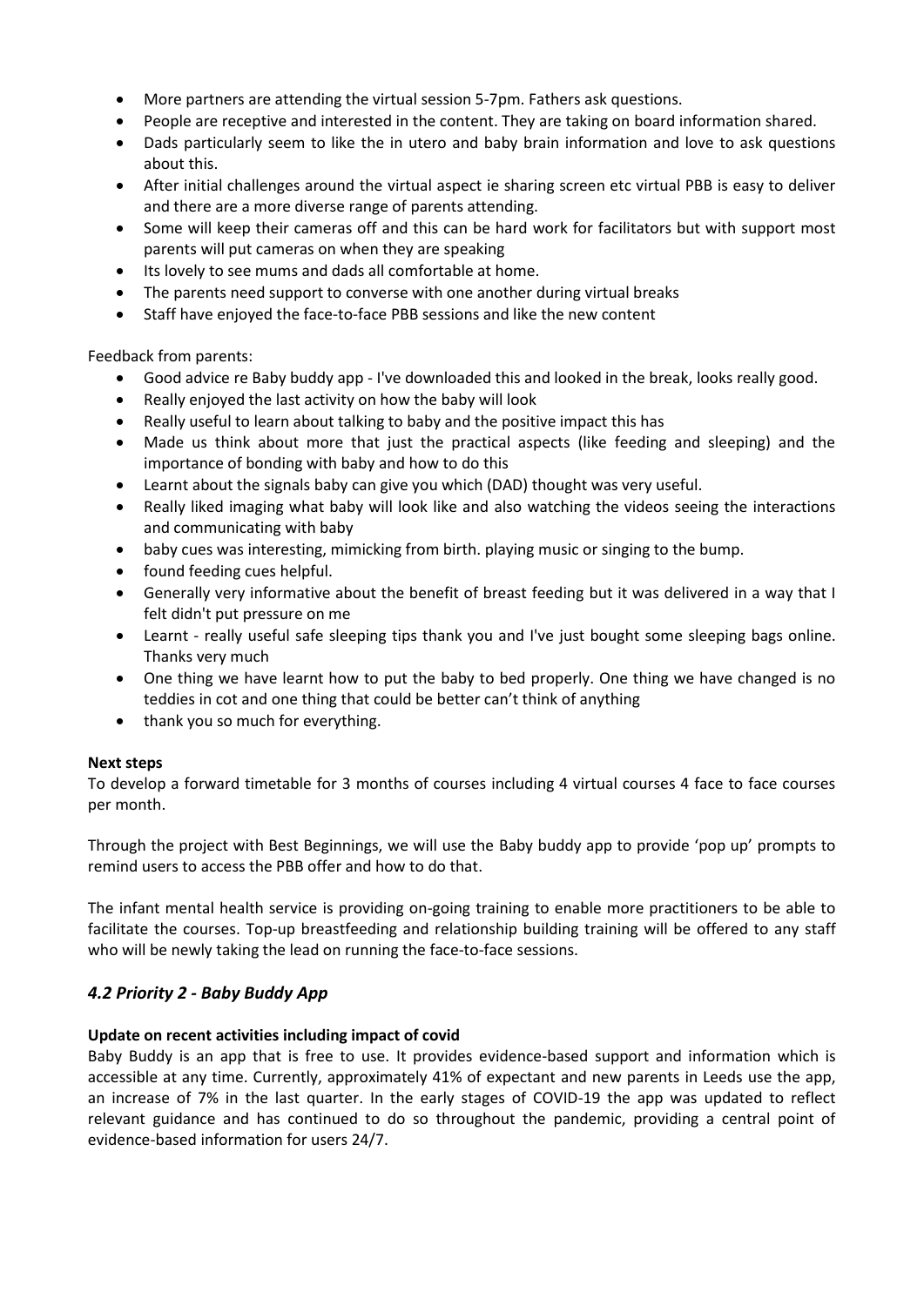- More partners are attending the virtual session 5-7pm. Fathers ask questions.
- People are receptive and interested in the content. They are taking on board information shared.
- Dads particularly seem to like the in utero and baby brain information and love to ask questions about this.
- After initial challenges around the virtual aspect ie sharing screen etc virtual PBB is easy to deliver and there are a more diverse range of parents attending.
- Some will keep their cameras off and this can be hard work for facilitators but with support most parents will put cameras on when they are speaking
- Its lovely to see mums and dads all comfortable at home.
- The parents need support to converse with one another during virtual breaks
- Staff have enjoyed the face-to-face PBB sessions and like the new content

Feedback from parents:

- Good advice re Baby buddy app - I've downloaded this and looked in the break, looks really good.
- Really enjoyed the last activity on how the baby will look
- Really useful to learn about talking to baby and the positive impact this has
- Made us think about more that just the practical aspects (like feeding and sleeping) and the importance of bonding with baby and how to do this
- Learnt about the signals baby can give you which (DAD) thought was very useful.
- Really liked imaging what baby will look like and also watching the videos seeing the interactions and communicating with baby
- baby cues was interesting, mimicking from birth. playing music or singing to the bump.
- found feeding cues helpful.
- Generally very informative about the benefit of breast feeding but it was delivered in a way that I felt didn't put pressure on me
- Learnt - really useful safe sleeping tips thank you and I've just bought some sleeping bags online. Thanks very much
- One thing we have learnt how to put the baby to bed properly. One thing we have changed is no teddies in cot and one thing that could be better can't think of anything
- thank you so much for everything.

**Next steps**

To develop a forward timetable for 3 months of courses including 4 virtual courses 4 face to face courses per month.

Through the project with Best Beginnings, we will use the Baby buddy app to provide 'pop up' prompts to remind users to access the PBB offer and how to do that.

The infant mental health service is providing on-going training to enable more practitioners to be able to facilitate the courses. Top-up breastfeeding and relationship building training will be offered to any staff who will be newly taking the lead on running the face-to-face sessions.

### *4.2 Priority 2 - Baby Buddy App*

**Update on recent activities including impact of covid**

Baby Buddy is an app that is free to use. It provides evidence-based support and information which is accessible at any time. Currently, approximately 41% of expectant and new parents in Leeds use the app, an increase of 7% in the last quarter. In the early stages of COVID-19 the app was updated to reflect relevant guidance and has continued to do so throughout the pandemic, providing a central point of evidence-based information for users 24/7.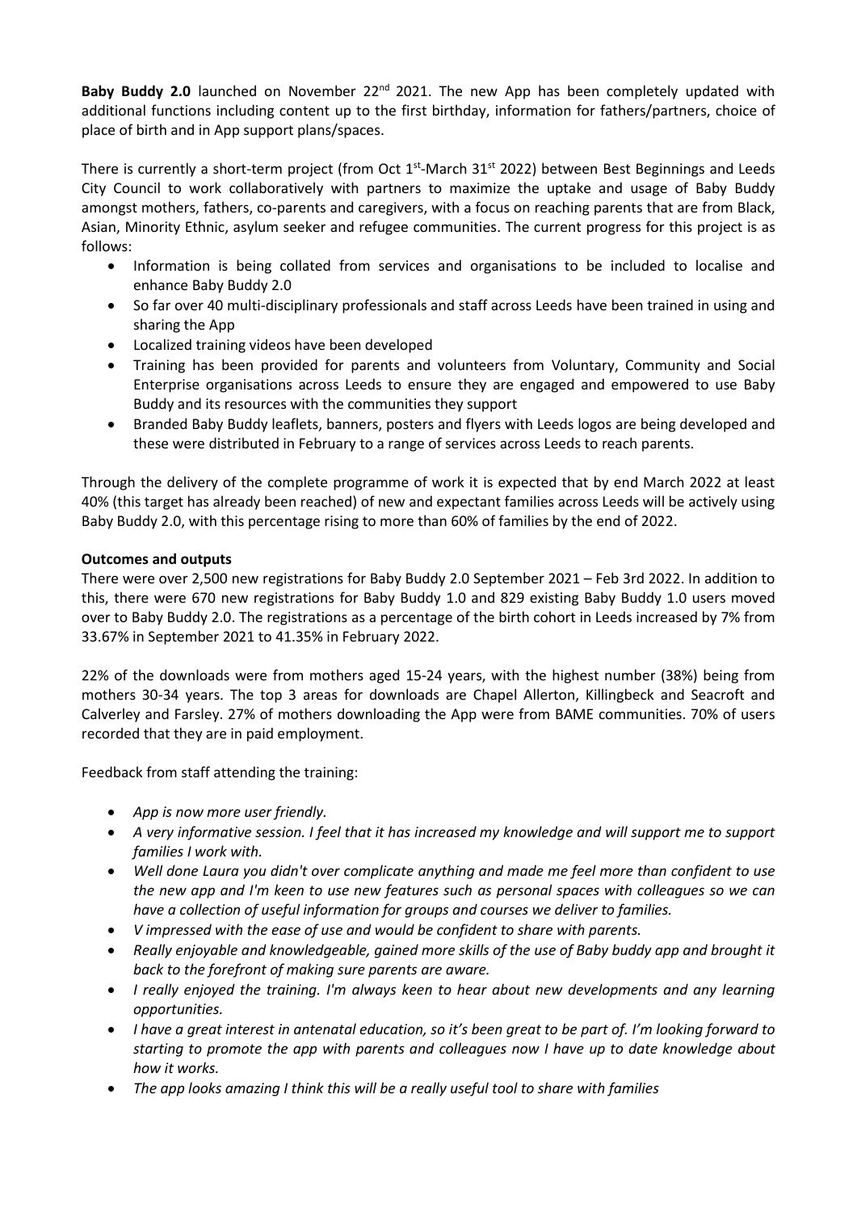**Baby Buddy 2.0** launched on November 22nd 2021. The new App has been completely updated with additional functions including content up to the first birthday, information for fathers/partners, choice of place of birth and in App support plans/spaces.

There is currently a short-term project (from Oct 1st-March 31st 2022) between Best Beginnings and Leeds City Council to work collaboratively with partners to maximize the uptake and usage of Baby Buddy amongst mothers, fathers, co-parents and caregivers, with a focus on reaching parents that are from Black, Asian, Minority Ethnic, asylum seeker and refugee communities. The current progress for this project is as follows:

- Information is being collated from services and organisations to be included to localise and enhance Baby Buddy 2.0
- So far over 40 multi-disciplinary professionals and staff across Leeds have been trained in using and sharing the App
- Localized training videos have been developed
- Training has been provided for parents and volunteers from Voluntary, Community and Social Enterprise organisations across Leeds to ensure they are engaged and empowered to use Baby Buddy and its resources with the communities they support
- Branded Baby Buddy leaflets, banners, posters and flyers with Leeds logos are being developed and these were distributed in February to a range of services across Leeds to reach parents.

Through the delivery of the complete programme of work it is expected that by end March 2022 at least 40% (this target has already been reached) of new and expectant families across Leeds will be actively using Baby Buddy 2.0, with this percentage rising to more than 60% of families by the end of 2022.

**Outcomes and outputs**

There were over 2,500 new registrations for Baby Buddy 2.0 September 2021 – Feb 3rd 2022. In addition to this, there were 670 new registrations for Baby Buddy 1.0 and 829 existing Baby Buddy 1.0 users moved over to Baby Buddy 2.0. The registrations as a percentage of the birth cohort in Leeds increased by 7% from 33.67% in September 2021 to 41.35% in February 2022.

22% of the downloads were from mothers aged 15-24 years, with the highest number (38%) being from mothers 30-34 years. The top 3 areas for downloads are Chapel Allerton, Killingbeck and Seacroft and Calverley and Farsley. 27% of mothers downloading the App were from BAME communities. 70% of users recorded that they are in paid employment.

Feedback from staff attending the training:

- *App is now more user friendly.*
- *A very informative session. I feel that it has increased my knowledge and will support me to support families I work with.*
- *Well done Laura you didn't over complicate anything and made me feel more than confident to use the new app and I'm keen to use new features such as personal spaces with colleagues so we can have a collection of useful information for groups and courses we deliver to families.*
- *V impressed with the ease of use and would be confident to share with parents.*
- *Really enjoyable and knowledgeable, gained more skills of the use of Baby buddy app and brought it back to the forefront of making sure parents are aware.*
- *I really enjoyed the training. I'm always keen to hear about new developments and any learning opportunities.*
- *I have a great interest in antenatal education, so it's been great to be part of. I'm looking forward to starting to promote the app with parents and colleagues now I have up to date knowledge about how it works.*
- *The app looks amazing I think this will be a really useful tool to share with families*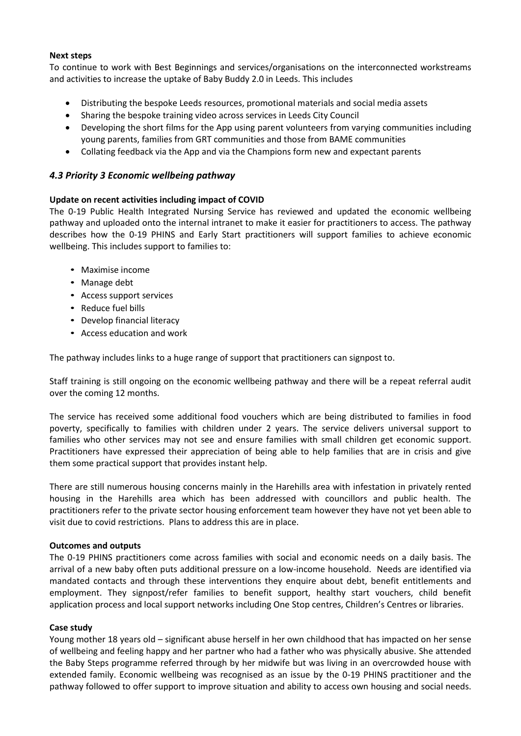**Next steps**

To continue to work with Best Beginnings and services/organisations on the interconnected workstreams and activities to increase the uptake of Baby Buddy 2.0 in Leeds. This includes

- Distributing the bespoke Leeds resources, promotional materials and social media assets
- Sharing the bespoke training video across services in Leeds City Council
- Developing the short films for the App using parent volunteers from varying communities including young parents, families from GRT communities and those from BAME communities
- Collating feedback via the App and via the Champions form new and expectant parents

### *4.3 Priority 3 Economic wellbeing pathway*

**Update on recent activities including impact of COVID**

The 0-19 Public Health Integrated Nursing Service has reviewed and updated the economic wellbeing pathway and uploaded onto the internal intranet to make it easier for practitioners to access. The pathway describes how the 0-19 PHINS and Early Start practitioners will support families to achieve economic wellbeing. This includes support to families to:

- Maximise income
- Manage debt
- Access support services
- Reduce fuel bills
- Develop financial literacy
- Access education and work

The pathway includes links to a huge range of support that practitioners can signpost to.

Staff training is still ongoing on the economic wellbeing pathway and there will be a repeat referral audit over the coming 12 months.

The service has received some additional food vouchers which are being distributed to families in food poverty, specifically to families with children under 2 years. The service delivers universal support to families who other services may not see and ensure families with small children get economic support. Practitioners have expressed their appreciation of being able to help families that are in crisis and give them some practical support that provides instant help.

There are still numerous housing concerns mainly in the Harehills area with infestation in privately rented housing in the Harehills area which has been addressed with councillors and public health. The practitioners refer to the private sector housing enforcement team however they have not yet been able to visit due to covid restrictions. Plans to address this are in place.

**Outcomes and outputs**

The 0-19 PHINS practitioners come across families with social and economic needs on a daily basis. The arrival of a new baby often puts additional pressure on a low-income household. Needs are identified via mandated contacts and through these interventions they enquire about debt, benefit entitlements and employment. They signpost/refer families to benefit support, healthy start vouchers, child benefit application process and local support networks including One Stop centres, Children's Centres or libraries.

**Case study**

Young mother 18 years old – significant abuse herself in her own childhood that has impacted on her sense of wellbeing and feeling happy and her partner who had a father who was physically abusive. She attended the Baby Steps programme referred through by her midwife but was living in an overcrowded house with extended family. Economic wellbeing was recognised as an issue by the 0-19 PHINS practitioner and the pathway followed to offer support to improve situation and ability to access own housing and social needs.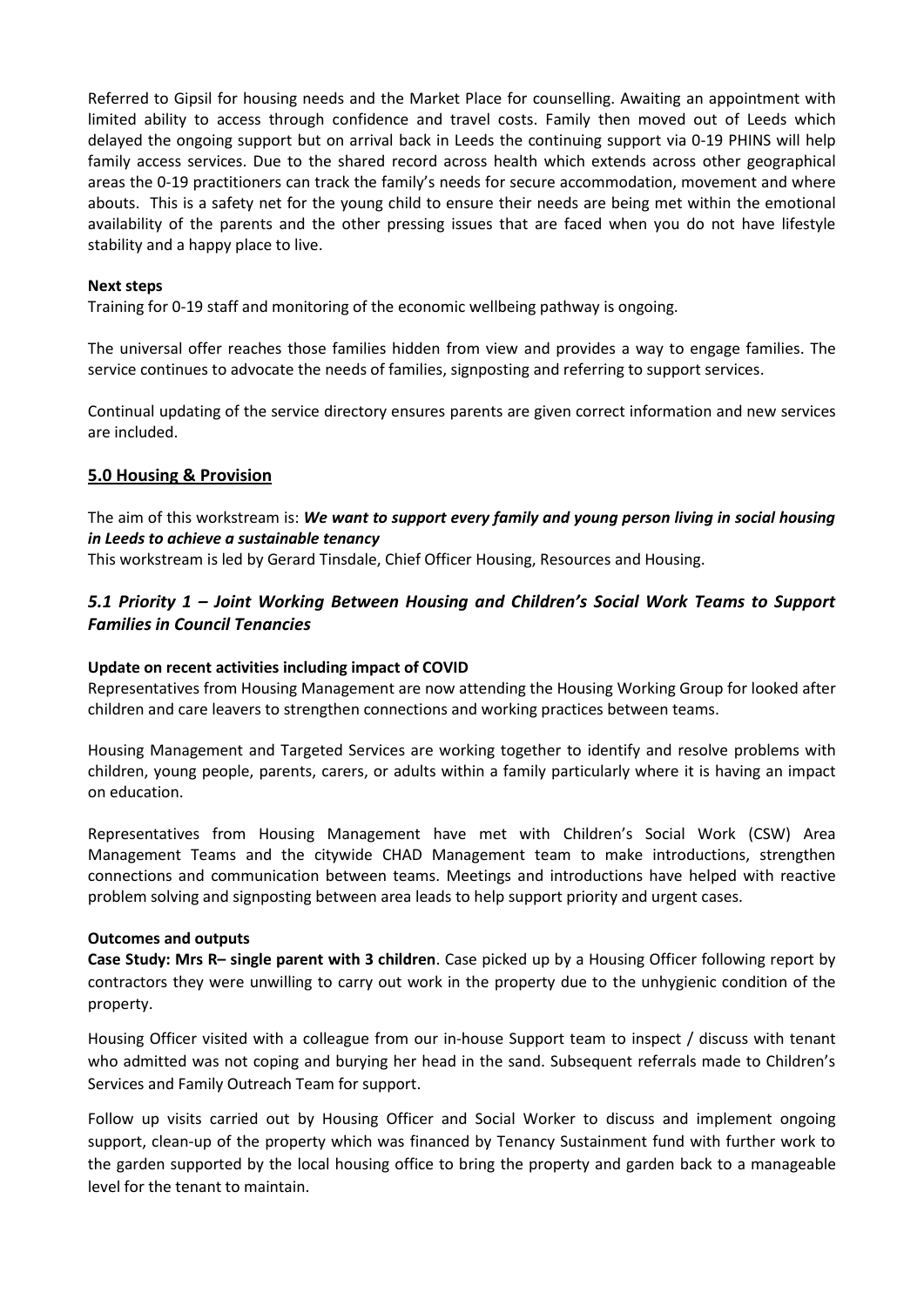Referred to Gipsil for housing needs and the Market Place for counselling. Awaiting an appointment with limited ability to access through confidence and travel costs. Family then moved out of Leeds which delayed the ongoing support but on arrival back in Leeds the continuing support via 0-19 PHINS will help family access services. Due to the shared record across health which extends across other geographical areas the 0-19 practitioners can track the family's needs for secure accommodation, movement and where abouts. This is a safety net for the young child to ensure their needs are being met within the emotional availability of the parents and the other pressing issues that are faced when you do not have lifestyle stability and a happy place to live.

**Next steps**

Training for 0-19 staff and monitoring of the economic wellbeing pathway is ongoing.

The universal offer reaches those families hidden from view and provides a way to engage families. The service continues to advocate the needs of families, signposting and referring to support services.

Continual updating of the service directory ensures parents are given correct information and new services are included.

## 5.0 Housing & Provision

The aim of this workstream is: ***We want to support every family and young person living in social housing in Leeds to achieve a sustainable tenancy***

This workstream is led by Gerard Tinsdale, Chief Officer Housing, Resources and Housing.

### *5.1 Priority 1 – Joint Working Between Housing and Children's Social Work Teams to Support Families in Council Tenancies*

**Update on recent activities including impact of COVID**

Representatives from Housing Management are now attending the Housing Working Group for looked after children and care leavers to strengthen connections and working practices between teams.

Housing Management and Targeted Services are working together to identify and resolve problems with children, young people, parents, carers, or adults within a family particularly where it is having an impact on education.

Representatives from Housing Management have met with Children's Social Work (CSW) Area Management Teams and the citywide CHAD Management team to make introductions, strengthen connections and communication between teams. Meetings and introductions have helped with reactive problem solving and signposting between area leads to help support priority and urgent cases.

**Outcomes and outputs**

**Case Study: Mrs R– single parent with 3 children**. Case picked up by a Housing Officer following report by contractors they were unwilling to carry out work in the property due to the unhygienic condition of the property.

Housing Officer visited with a colleague from our in-house Support team to inspect / discuss with tenant who admitted was not coping and burying her head in the sand. Subsequent referrals made to Children's Services and Family Outreach Team for support.

Follow up visits carried out by Housing Officer and Social Worker to discuss and implement ongoing support, clean-up of the property which was financed by Tenancy Sustainment fund with further work to the garden supported by the local housing office to bring the property and garden back to a manageable level for the tenant to maintain.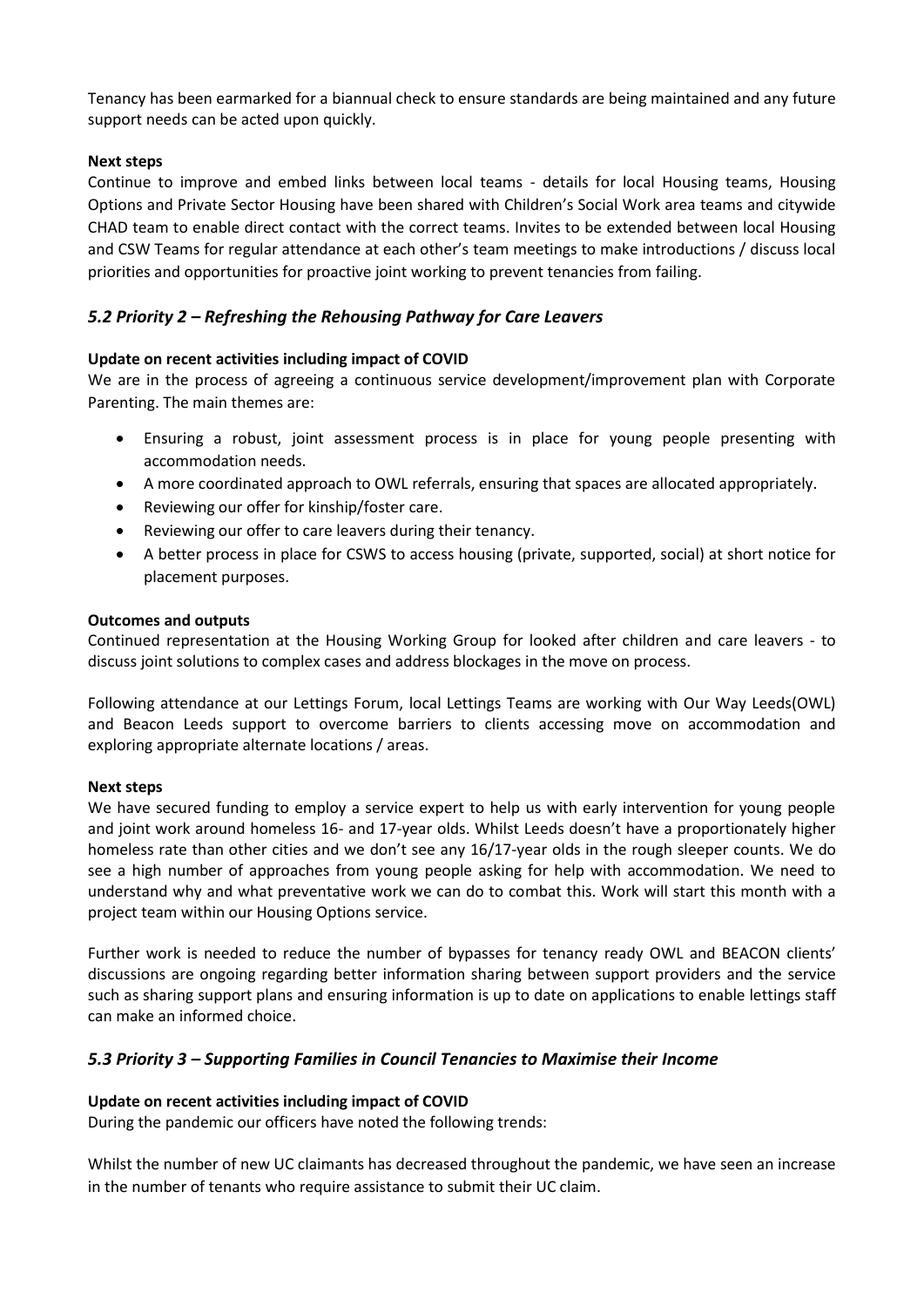Tenancy has been earmarked for a biannual check to ensure standards are being maintained and any future support needs can be acted upon quickly.

**Next steps**

Continue to improve and embed links between local teams - details for local Housing teams, Housing Options and Private Sector Housing have been shared with Children's Social Work area teams and citywide CHAD team to enable direct contact with the correct teams. Invites to be extended between local Housing and CSW Teams for regular attendance at each other's team meetings to make introductions / discuss local priorities and opportunities for proactive joint working to prevent tenancies from failing.

### *5.2 Priority 2 – Refreshing the Rehousing Pathway for Care Leavers*

**Update on recent activities including impact of COVID**

We are in the process of agreeing a continuous service development/improvement plan with Corporate Parenting. The main themes are:

- Ensuring a robust, joint assessment process is in place for young people presenting with accommodation needs.
- A more coordinated approach to OWL referrals, ensuring that spaces are allocated appropriately.
- Reviewing our offer for kinship/foster care.
- Reviewing our offer to care leavers during their tenancy.
- A better process in place for CSWS to access housing (private, supported, social) at short notice for placement purposes.

**Outcomes and outputs**

Continued representation at the Housing Working Group for looked after children and care leavers - to discuss joint solutions to complex cases and address blockages in the move on process.

Following attendance at our Lettings Forum, local Lettings Teams are working with Our Way Leeds(OWL) and Beacon Leeds support to overcome barriers to clients accessing move on accommodation and exploring appropriate alternate locations / areas.

**Next steps**

We have secured funding to employ a service expert to help us with early intervention for young people and joint work around homeless 16- and 17-year olds. Whilst Leeds doesn't have a proportionately higher homeless rate than other cities and we don't see any 16/17-year olds in the rough sleeper counts. We do see a high number of approaches from young people asking for help with accommodation. We need to understand why and what preventative work we can do to combat this. Work will start this month with a project team within our Housing Options service.

Further work is needed to reduce the number of bypasses for tenancy ready OWL and BEACON clients' discussions are ongoing regarding better information sharing between support providers and the service such as sharing support plans and ensuring information is up to date on applications to enable lettings staff can make an informed choice.

### *5.3 Priority 3 – Supporting Families in Council Tenancies to Maximise their Income*

**Update on recent activities including impact of COVID**

During the pandemic our officers have noted the following trends:

Whilst the number of new UC claimants has decreased throughout the pandemic, we have seen an increase in the number of tenants who require assistance to submit their UC claim.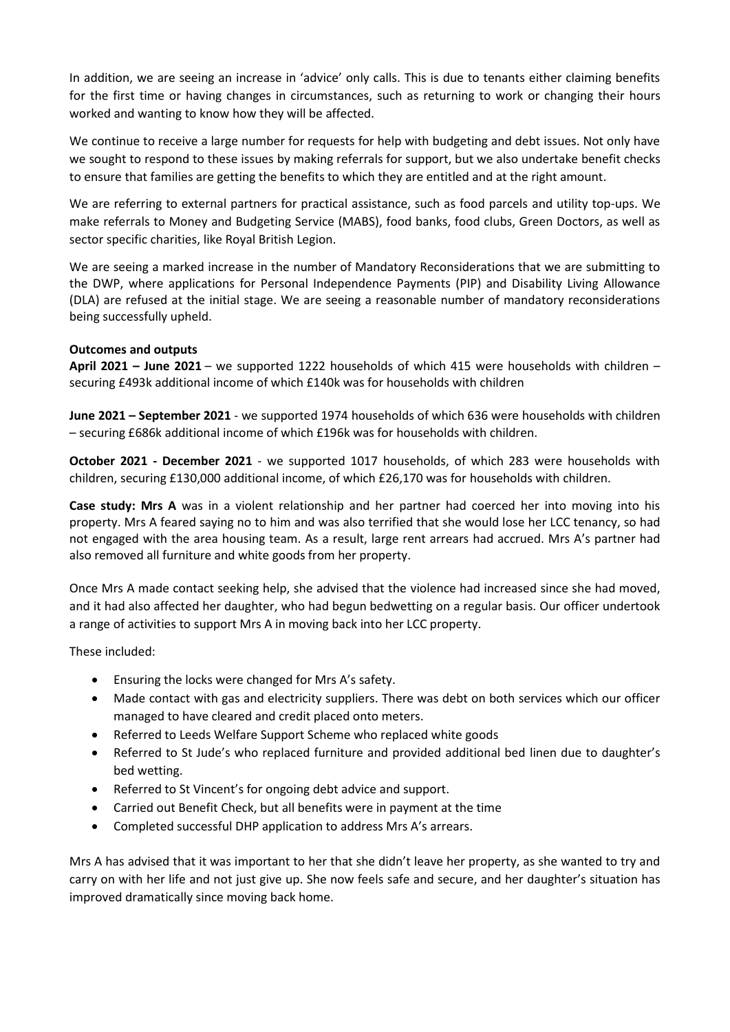In addition, we are seeing an increase in 'advice' only calls. This is due to tenants either claiming benefits for the first time or having changes in circumstances, such as returning to work or changing their hours worked and wanting to know how they will be affected.

We continue to receive a large number for requests for help with budgeting and debt issues. Not only have we sought to respond to these issues by making referrals for support, but we also undertake benefit checks to ensure that families are getting the benefits to which they are entitled and at the right amount.

We are referring to external partners for practical assistance, such as food parcels and utility top-ups. We make referrals to Money and Budgeting Service (MABS), food banks, food clubs, Green Doctors, as well as sector specific charities, like Royal British Legion.

We are seeing a marked increase in the number of Mandatory Reconsiderations that we are submitting to the DWP, where applications for Personal Independence Payments (PIP) and Disability Living Allowance (DLA) are refused at the initial stage. We are seeing a reasonable number of mandatory reconsiderations being successfully upheld.

**Outcomes and outputs**

**April 2021 – June 2021** – we supported 1222 households of which 415 were households with children – securing £493k additional income of which £140k was for households with children

**June 2021 – September 2021** - we supported 1974 households of which 636 were households with children – securing £686k additional income of which £196k was for households with children.

**October 2021 - December 2021** - we supported 1017 households, of which 283 were households with children, securing £130,000 additional income, of which £26,170 was for households with children.

**Case study: Mrs A** was in a violent relationship and her partner had coerced her into moving into his property. Mrs A feared saying no to him and was also terrified that she would lose her LCC tenancy, so had not engaged with the area housing team. As a result, large rent arrears had accrued. Mrs A's partner had also removed all furniture and white goods from her property.

Once Mrs A made contact seeking help, she advised that the violence had increased since she had moved, and it had also affected her daughter, who had begun bedwetting on a regular basis. Our officer undertook a range of activities to support Mrs A in moving back into her LCC property.

These included:

- Ensuring the locks were changed for Mrs A's safety.
- Made contact with gas and electricity suppliers. There was debt on both services which our officer managed to have cleared and credit placed onto meters.
- Referred to Leeds Welfare Support Scheme who replaced white goods
- Referred to St Jude's who replaced furniture and provided additional bed linen due to daughter's bed wetting.
- Referred to St Vincent's for ongoing debt advice and support.
- Carried out Benefit Check, but all benefits were in payment at the time
- Completed successful DHP application to address Mrs A's arrears.

Mrs A has advised that it was important to her that she didn't leave her property, as she wanted to try and carry on with her life and not just give up. She now feels safe and secure, and her daughter's situation has improved dramatically since moving back home.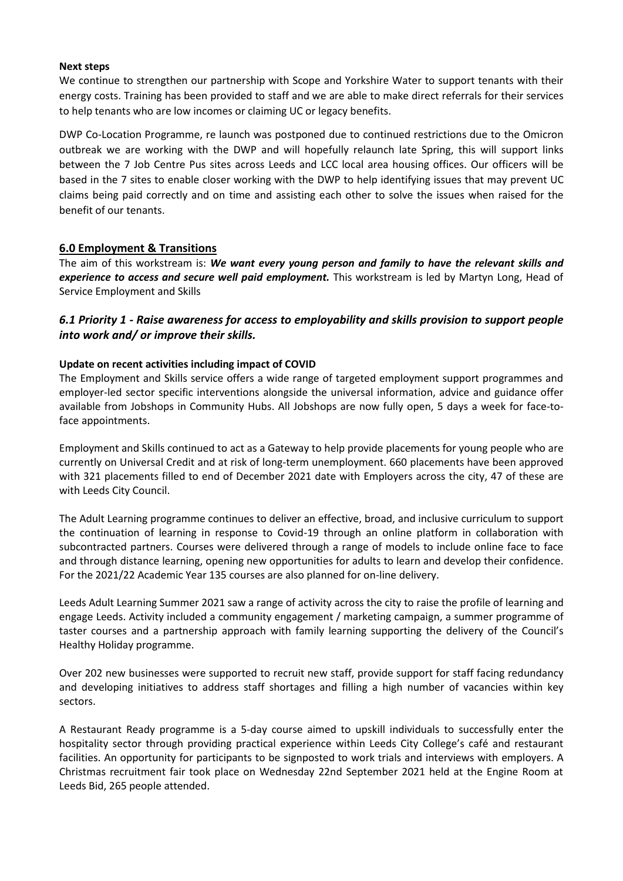**Next steps**

We continue to strengthen our partnership with Scope and Yorkshire Water to support tenants with their energy costs. Training has been provided to staff and we are able to make direct referrals for their services to help tenants who are low incomes or claiming UC or legacy benefits.

DWP Co-Location Programme, re launch was postponed due to continued restrictions due to the Omicron outbreak we are working with the DWP and will hopefully relaunch late Spring, this will support links between the 7 Job Centre Pus sites across Leeds and LCC local area housing offices. Our officers will be based in the 7 sites to enable closer working with the DWP to help identifying issues that may prevent UC claims being paid correctly and on time and assisting each other to solve the issues when raised for the benefit of our tenants.

## 6.0 Employment & Transitions

The aim of this workstream is: ***We want every young person and family to have the relevant skills and experience to access and secure well paid employment.*** This workstream is led by Martyn Long, Head of Service Employment and Skills

### *6.1 Priority 1 - Raise awareness for access to employability and skills provision to support people into work and/ or improve their skills.*

**Update on recent activities including impact of COVID**

The Employment and Skills service offers a wide range of targeted employment support programmes and employer-led sector specific interventions alongside the universal information, advice and guidance offer available from Jobshops in Community Hubs. All Jobshops are now fully open, 5 days a week for face-to-face appointments.

Employment and Skills continued to act as a Gateway to help provide placements for young people who are currently on Universal Credit and at risk of long-term unemployment. 660 placements have been approved with 321 placements filled to end of December 2021 date with Employers across the city, 47 of these are with Leeds City Council.

The Adult Learning programme continues to deliver an effective, broad, and inclusive curriculum to support the continuation of learning in response to Covid-19 through an online platform in collaboration with subcontracted partners. Courses were delivered through a range of models to include online face to face and through distance learning, opening new opportunities for adults to learn and develop their confidence. For the 2021/22 Academic Year 135 courses are also planned for on-line delivery.

Leeds Adult Learning Summer 2021 saw a range of activity across the city to raise the profile of learning and engage Leeds. Activity included a community engagement / marketing campaign, a summer programme of taster courses and a partnership approach with family learning supporting the delivery of the Council's Healthy Holiday programme.

Over 202 new businesses were supported to recruit new staff, provide support for staff facing redundancy and developing initiatives to address staff shortages and filling a high number of vacancies within key sectors.

A Restaurant Ready programme is a 5-day course aimed to upskill individuals to successfully enter the hospitality sector through providing practical experience within Leeds City College's café and restaurant facilities. An opportunity for participants to be signposted to work trials and interviews with employers. A Christmas recruitment fair took place on Wednesday 22nd September 2021 held at the Engine Room at Leeds Bid, 265 people attended.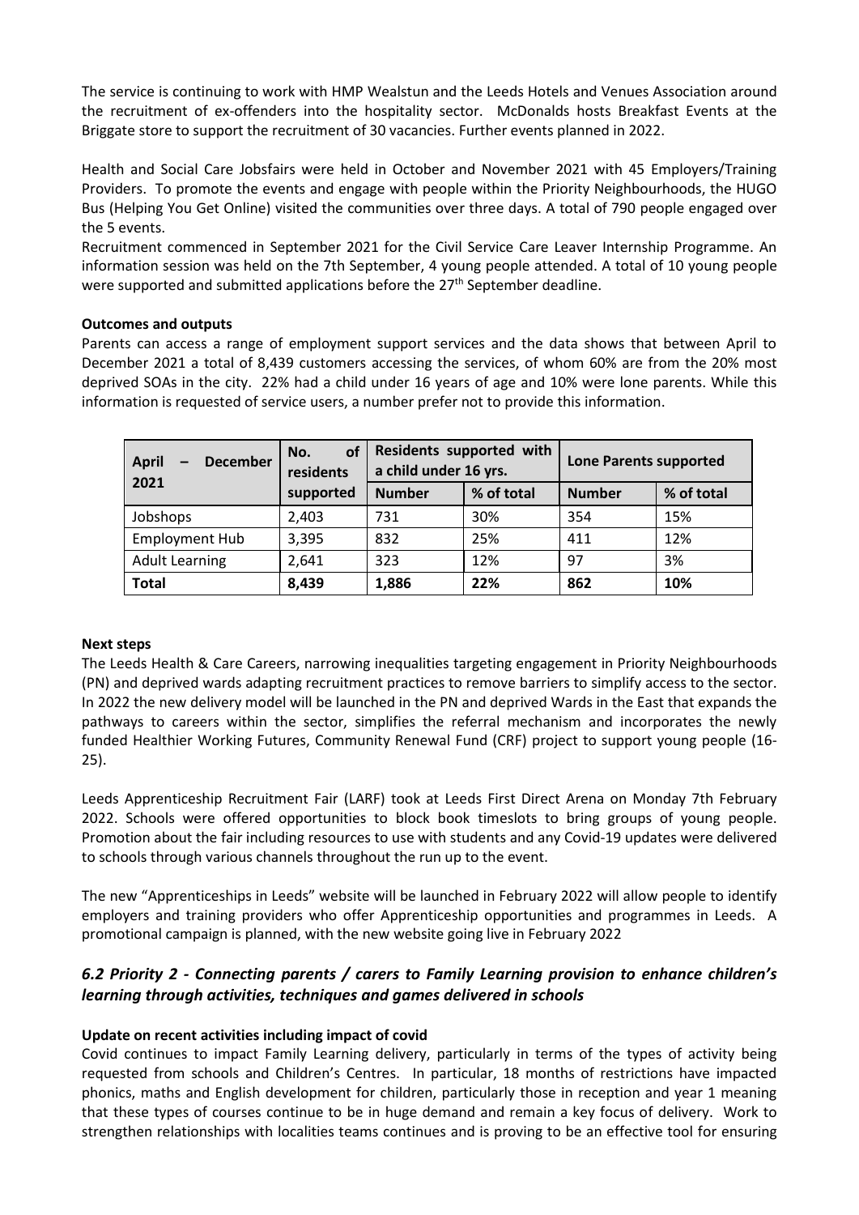The service is continuing to work with HMP Wealstun and the Leeds Hotels and Venues Association around the recruitment of ex-offenders into the hospitality sector. McDonalds hosts Breakfast Events at the Briggate store to support the recruitment of 30 vacancies. Further events planned in 2022.

Health and Social Care Jobsfairs were held in October and November 2021 with 45 Employers/Training Providers. To promote the events and engage with people within the Priority Neighbourhoods, the HUGO Bus (Helping You Get Online) visited the communities over three days. A total of 790 people engaged over the 5 events.

Recruitment commenced in September 2021 for the Civil Service Care Leaver Internship Programme. An information session was held on the 7th September, 4 young people attended. A total of 10 young people were supported and submitted applications before the 27th September deadline.

**Outcomes and outputs**

Parents can access a range of employment support services and the data shows that between April to December 2021 a total of 8,439 customers accessing the services, of whom 60% are from the 20% most deprived SOAs in the city. 22% had a child under 16 years of age and 10% were lone parents. While this information is requested of service users, a number prefer not to provide this information.

| April – December 2021 | No. of residents supported | Residents supported with a child under 16 yrs. | | Lone Parents supported | |
|---|---|---|---|---|---|
| | | Number | % of total | Number | % of total |
| Jobshops | 2,403 | 731 | 30% | 354 | 15% |
| Employment Hub | 3,395 | 832 | 25% | 411 | 12% |
| Adult Learning | 2,641 | 323 | 12% | 97 | 3% |
| **Total** | **8,439** | **1,886** | **22%** | **862** | **10%** |

**Next steps**

The Leeds Health & Care Careers, narrowing inequalities targeting engagement in Priority Neighbourhoods (PN) and deprived wards adapting recruitment practices to remove barriers to simplify access to the sector. In 2022 the new delivery model will be launched in the PN and deprived Wards in the East that expands the pathways to careers within the sector, simplifies the referral mechanism and incorporates the newly funded Healthier Working Futures, Community Renewal Fund (CRF) project to support young people (16-25).

Leeds Apprenticeship Recruitment Fair (LARF) took at Leeds First Direct Arena on Monday 7th February 2022. Schools were offered opportunities to block book timeslots to bring groups of young people. Promotion about the fair including resources to use with students and any Covid-19 updates were delivered to schools through various channels throughout the run up to the event.

The new "Apprenticeships in Leeds" website will be launched in February 2022 will allow people to identify employers and training providers who offer Apprenticeship opportunities and programmes in Leeds. A promotional campaign is planned, with the new website going live in February 2022

## *6.2 Priority 2 - Connecting parents / carers to Family Learning provision to enhance children's learning through activities, techniques and games delivered in schools*

**Update on recent activities including impact of covid**

Covid continues to impact Family Learning delivery, particularly in terms of the types of activity being requested from schools and Children's Centres. In particular, 18 months of restrictions have impacted phonics, maths and English development for children, particularly those in reception and year 1 meaning that these types of courses continue to be in huge demand and remain a key focus of delivery. Work to strengthen relationships with localities teams continues and is proving to be an effective tool for ensuring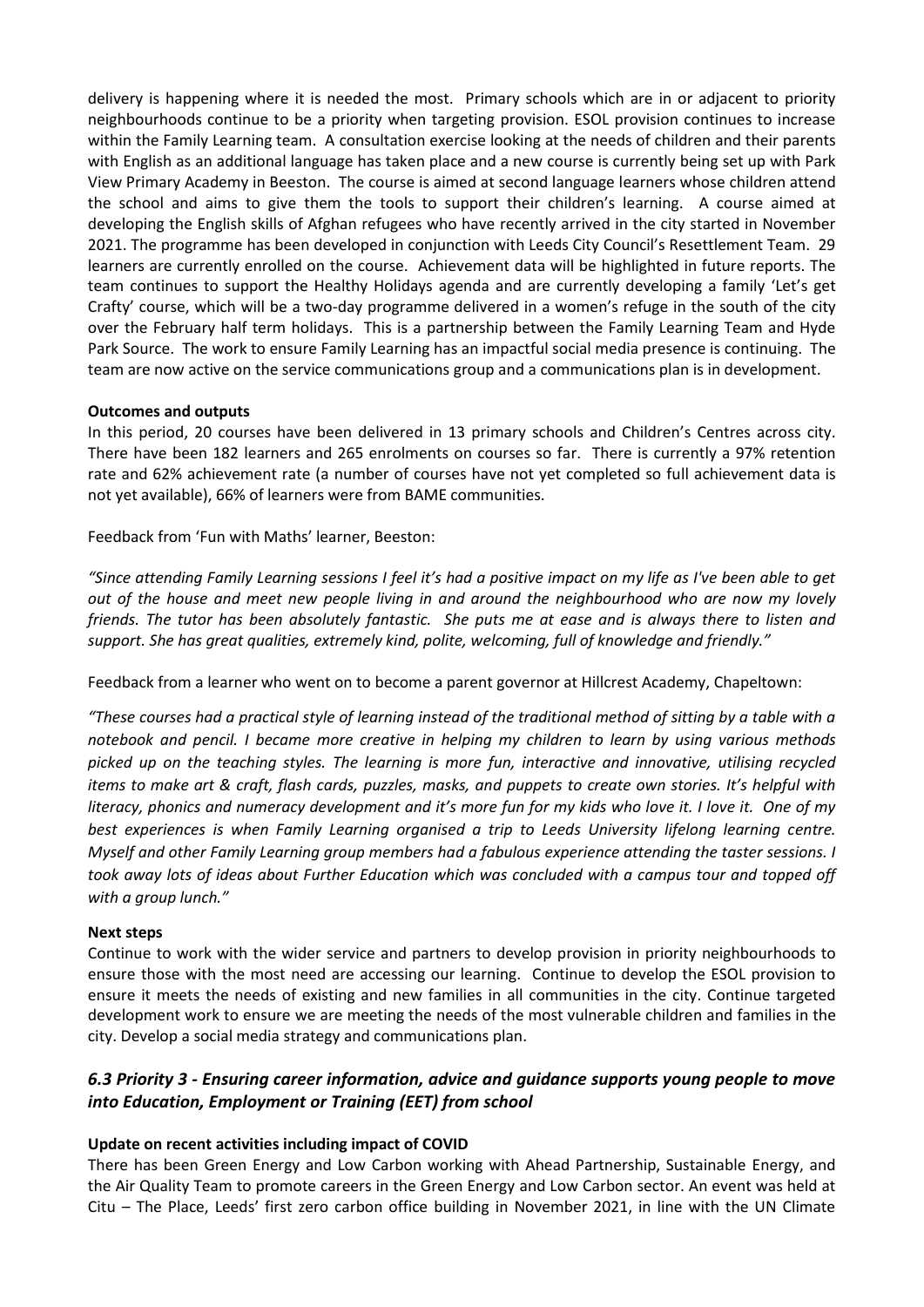delivery is happening where it is needed the most. Primary schools which are in or adjacent to priority neighbourhoods continue to be a priority when targeting provision. ESOL provision continues to increase within the Family Learning team. A consultation exercise looking at the needs of children and their parents with English as an additional language has taken place and a new course is currently being set up with Park View Primary Academy in Beeston. The course is aimed at second language learners whose children attend the school and aims to give them the tools to support their children's learning. A course aimed at developing the English skills of Afghan refugees who have recently arrived in the city started in November 2021. The programme has been developed in conjunction with Leeds City Council's Resettlement Team. 29 learners are currently enrolled on the course. Achievement data will be highlighted in future reports. The team continues to support the Healthy Holidays agenda and are currently developing a family 'Let's get Crafty' course, which will be a two-day programme delivered in a women's refuge in the south of the city over the February half term holidays. This is a partnership between the Family Learning Team and Hyde Park Source. The work to ensure Family Learning has an impactful social media presence is continuing. The team are now active on the service communications group and a communications plan is in development.

**Outcomes and outputs**

In this period, 20 courses have been delivered in 13 primary schools and Children's Centres across city. There have been 182 learners and 265 enrolments on courses so far. There is currently a 97% retention rate and 62% achievement rate (a number of courses have not yet completed so full achievement data is not yet available), 66% of learners were from BAME communities.

Feedback from 'Fun with Maths' learner, Beeston:

*"Since attending Family Learning sessions I feel it's had a positive impact on my life as I've been able to get out of the house and meet new people living in and around the neighbourhood who are now my lovely friends. The tutor has been absolutely fantastic. She puts me at ease and is always there to listen and support. She has great qualities, extremely kind, polite, welcoming, full of knowledge and friendly."*

Feedback from a learner who went on to become a parent governor at Hillcrest Academy, Chapeltown:

*"These courses had a practical style of learning instead of the traditional method of sitting by a table with a notebook and pencil. I became more creative in helping my children to learn by using various methods picked up on the teaching styles. The learning is more fun, interactive and innovative, utilising recycled items to make art & craft, flash cards, puzzles, masks, and puppets to create own stories. It's helpful with literacy, phonics and numeracy development and it's more fun for my kids who love it. I love it. One of my best experiences is when Family Learning organised a trip to Leeds University lifelong learning centre. Myself and other Family Learning group members had a fabulous experience attending the taster sessions. I took away lots of ideas about Further Education which was concluded with a campus tour and topped off with a group lunch."*

**Next steps**

Continue to work with the wider service and partners to develop provision in priority neighbourhoods to ensure those with the most need are accessing our learning. Continue to develop the ESOL provision to ensure it meets the needs of existing and new families in all communities in the city. Continue targeted development work to ensure we are meeting the needs of the most vulnerable children and families in the city. Develop a social media strategy and communications plan.

### *6.3 Priority 3 - Ensuring career information, advice and guidance supports young people to move into Education, Employment or Training (EET) from school*

**Update on recent activities including impact of COVID**

There has been Green Energy and Low Carbon working with Ahead Partnership, Sustainable Energy, and the Air Quality Team to promote careers in the Green Energy and Low Carbon sector. An event was held at Citu – The Place, Leeds' first zero carbon office building in November 2021, in line with the UN Climate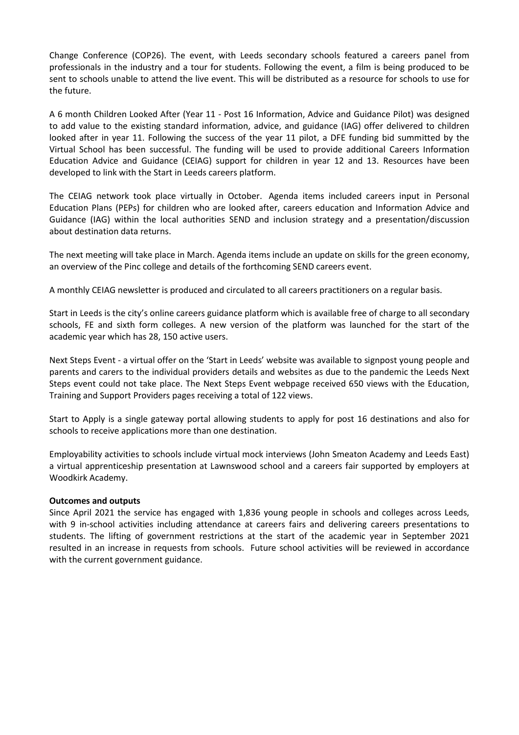Change Conference (COP26). The event, with Leeds secondary schools featured a careers panel from professionals in the industry and a tour for students. Following the event, a film is being produced to be sent to schools unable to attend the live event. This will be distributed as a resource for schools to use for the future.

A 6 month Children Looked After (Year 11 - Post 16 Information, Advice and Guidance Pilot) was designed to add value to the existing standard information, advice, and guidance (IAG) offer delivered to children looked after in year 11. Following the success of the year 11 pilot, a DFE funding bid summitted by the Virtual School has been successful. The funding will be used to provide additional Careers Information Education Advice and Guidance (CEIAG) support for children in year 12 and 13. Resources have been developed to link with the Start in Leeds careers platform.

The CEIAG network took place virtually in October. Agenda items included careers input in Personal Education Plans (PEPs) for children who are looked after, careers education and Information Advice and Guidance (IAG) within the local authorities SEND and inclusion strategy and a presentation/discussion about destination data returns.

The next meeting will take place in March. Agenda items include an update on skills for the green economy, an overview of the Pinc college and details of the forthcoming SEND careers event.

A monthly CEIAG newsletter is produced and circulated to all careers practitioners on a regular basis.

Start in Leeds is the city's online careers guidance platform which is available free of charge to all secondary schools, FE and sixth form colleges. A new version of the platform was launched for the start of the academic year which has 28, 150 active users.

Next Steps Event - a virtual offer on the 'Start in Leeds' website was available to signpost young people and parents and carers to the individual providers details and websites as due to the pandemic the Leeds Next Steps event could not take place. The Next Steps Event webpage received 650 views with the Education, Training and Support Providers pages receiving a total of 122 views.

Start to Apply is a single gateway portal allowing students to apply for post 16 destinations and also for schools to receive applications more than one destination.

Employability activities to schools include virtual mock interviews (John Smeaton Academy and Leeds East) a virtual apprenticeship presentation at Lawnswood school and a careers fair supported by employers at Woodkirk Academy.

**Outcomes and outputs**

Since April 2021 the service has engaged with 1,836 young people in schools and colleges across Leeds, with 9 in-school activities including attendance at careers fairs and delivering careers presentations to students. The lifting of government restrictions at the start of the academic year in September 2021 resulted in an increase in requests from schools. Future school activities will be reviewed in accordance with the current government guidance.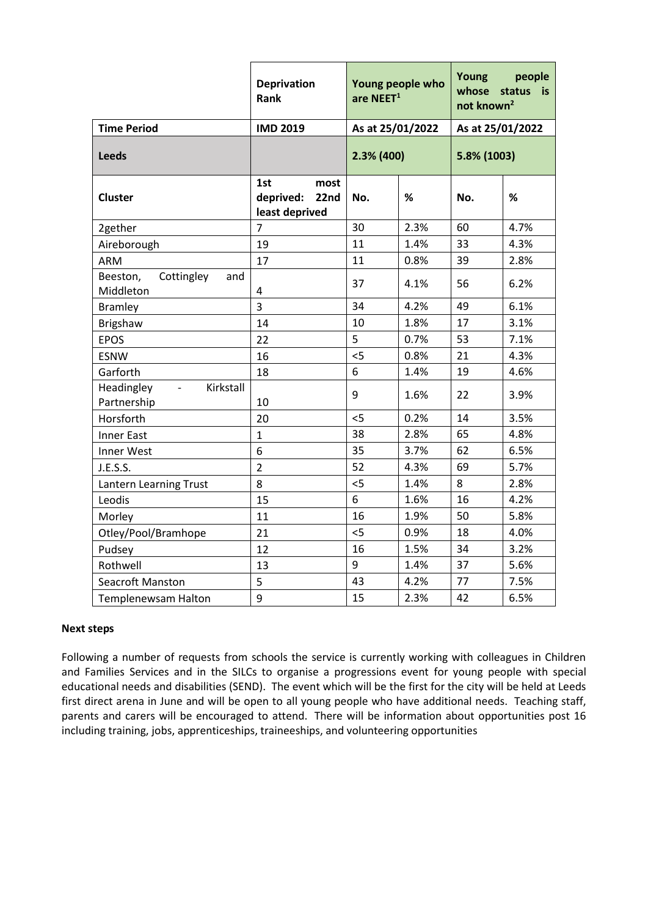| | Deprivation Rank | Young people who are NEET[1] | | Young people whose status is not known[2] | |
|---|---|---|---|---|---|
| **Time Period** | **IMD 2019** | **As at 25/01/2022** | | **As at 25/01/2022** | |
| **Leeds** | | **2.3% (400)** | | **5.8% (1003)** | |
| **Cluster** | **1st most deprived: 22nd least deprived** | **No.** | **%** | **No.** | **%** |
| 2gether | 7 | 30 | 2.3% | 60 | 4.7% |
| Aireborough | 19 | 11 | 1.4% | 33 | 4.3% |
| ARM | 17 | 11 | 0.8% | 39 | 2.8% |
| Beeston, Cottingley and Middleton | 4 | 37 | 4.1% | 56 | 6.2% |
| Bramley | 3 | 34 | 4.2% | 49 | 6.1% |
| Brigshaw | 14 | 10 | 1.8% | 17 | 3.1% |
| EPOS | 22 | 5 | 0.7% | 53 | 7.1% |
| ESNW | 16 | <5 | 0.8% | 21 | 4.3% |
| Garforth | 18 | 6 | 1.4% | 19 | 4.6% |
| Headingley - Kirkstall Partnership | 10 | 9 | 1.6% | 22 | 3.9% |
| Horsforth | 20 | <5 | 0.2% | 14 | 3.5% |
| Inner East | 1 | 38 | 2.8% | 65 | 4.8% |
| Inner West | 6 | 35 | 3.7% | 62 | 6.5% |
| J.E.S.S. | 2 | 52 | 4.3% | 69 | 5.7% |
| Lantern Learning Trust | 8 | <5 | 1.4% | 8 | 2.8% |
| Leodis | 15 | 6 | 1.6% | 16 | 4.2% |
| Morley | 11 | 16 | 1.9% | 50 | 5.8% |
| Otley/Pool/Bramhope | 21 | <5 | 0.9% | 18 | 4.0% |
| Pudsey | 12 | 16 | 1.5% | 34 | 3.2% |
| Rothwell | 13 | 9 | 1.4% | 37 | 5.6% |
| Seacroft Manston | 5 | 43 | 4.2% | 77 | 7.5% |
| Templenewsam Halton | 9 | 15 | 2.3% | 42 | 6.5% |

**Next steps**

Following a number of requests from schools the service is currently working with colleagues in Children and Families Services and in the SILCs to organise a progressions event for young people with special educational needs and disabilities (SEND). The event which will be the first for the city will be held at Leeds first direct arena in June and will be open to all young people who have additional needs. Teaching staff, parents and carers will be encouraged to attend. There will be information about opportunities post 16 including training, jobs, apprenticeships, traineeships, and volunteering opportunities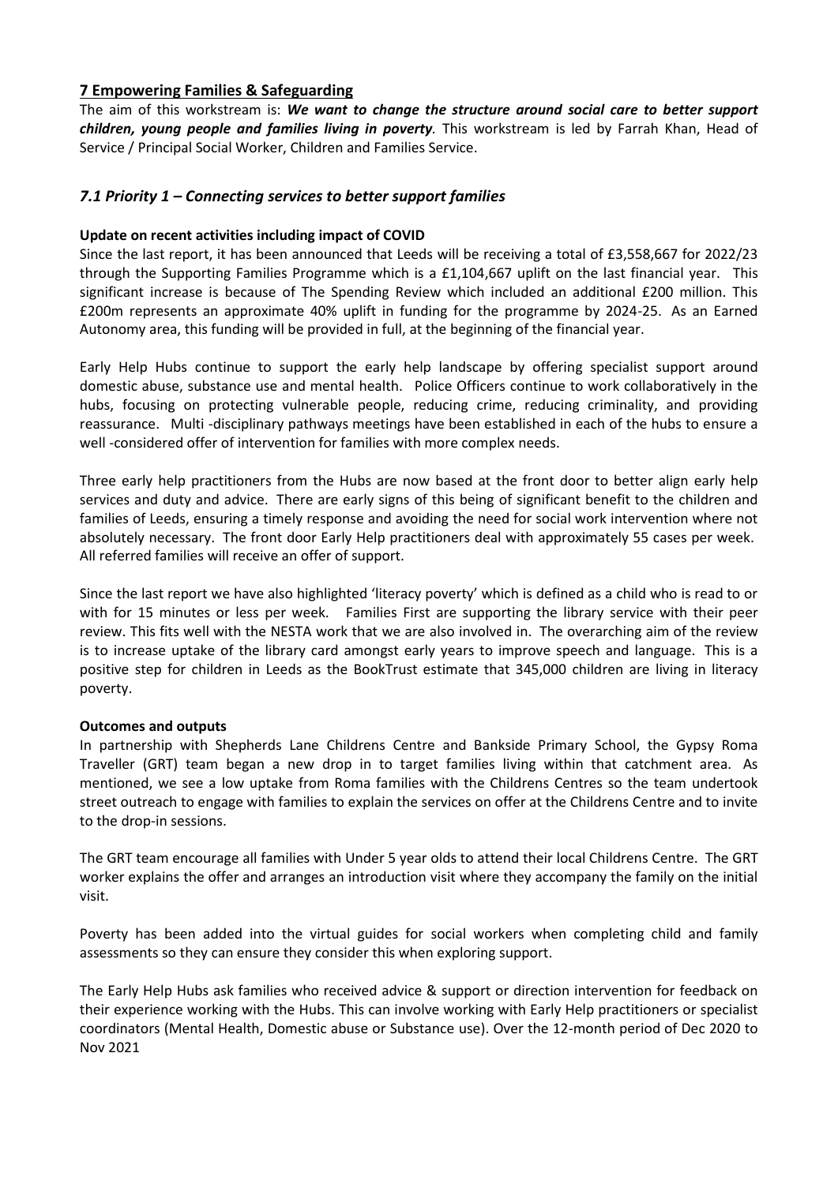## 7 Empowering Families & Safeguarding

The aim of this workstream is: ***We want to change the structure around social care to better support children, young people and families living in poverty***. This workstream is led by Farrah Khan, Head of Service / Principal Social Worker, Children and Families Service.

### *7.1 Priority 1 – Connecting services to better support families*

**Update on recent activities including impact of COVID**

Since the last report, it has been announced that Leeds will be receiving a total of £3,558,667 for 2022/23 through the Supporting Families Programme which is a £1,104,667 uplift on the last financial year. This significant increase is because of The Spending Review which included an additional £200 million. This £200m represents an approximate 40% uplift in funding for the programme by 2024-25. As an Earned Autonomy area, this funding will be provided in full, at the beginning of the financial year.

Early Help Hubs continue to support the early help landscape by offering specialist support around domestic abuse, substance use and mental health. Police Officers continue to work collaboratively in the hubs, focusing on protecting vulnerable people, reducing crime, reducing criminality, and providing reassurance. Multi -disciplinary pathways meetings have been established in each of the hubs to ensure a well -considered offer of intervention for families with more complex needs.

Three early help practitioners from the Hubs are now based at the front door to better align early help services and duty and advice. There are early signs of this being of significant benefit to the children and families of Leeds, ensuring a timely response and avoiding the need for social work intervention where not absolutely necessary. The front door Early Help practitioners deal with approximately 55 cases per week. All referred families will receive an offer of support.

Since the last report we have also highlighted 'literacy poverty' which is defined as a child who is read to or with for 15 minutes or less per week. Families First are supporting the library service with their peer review. This fits well with the NESTA work that we are also involved in. The overarching aim of the review is to increase uptake of the library card amongst early years to improve speech and language. This is a positive step for children in Leeds as the BookTrust estimate that 345,000 children are living in literacy poverty.

**Outcomes and outputs**

In partnership with Shepherds Lane Childrens Centre and Bankside Primary School, the Gypsy Roma Traveller (GRT) team began a new drop in to target families living within that catchment area. As mentioned, we see a low uptake from Roma families with the Childrens Centres so the team undertook street outreach to engage with families to explain the services on offer at the Childrens Centre and to invite to the drop-in sessions.

The GRT team encourage all families with Under 5 year olds to attend their local Childrens Centre. The GRT worker explains the offer and arranges an introduction visit where they accompany the family on the initial visit.

Poverty has been added into the virtual guides for social workers when completing child and family assessments so they can ensure they consider this when exploring support.

The Early Help Hubs ask families who received advice & support or direction intervention for feedback on their experience working with the Hubs. This can involve working with Early Help practitioners or specialist coordinators (Mental Health, Domestic abuse or Substance use). Over the 12-month period of Dec 2020 to Nov 2021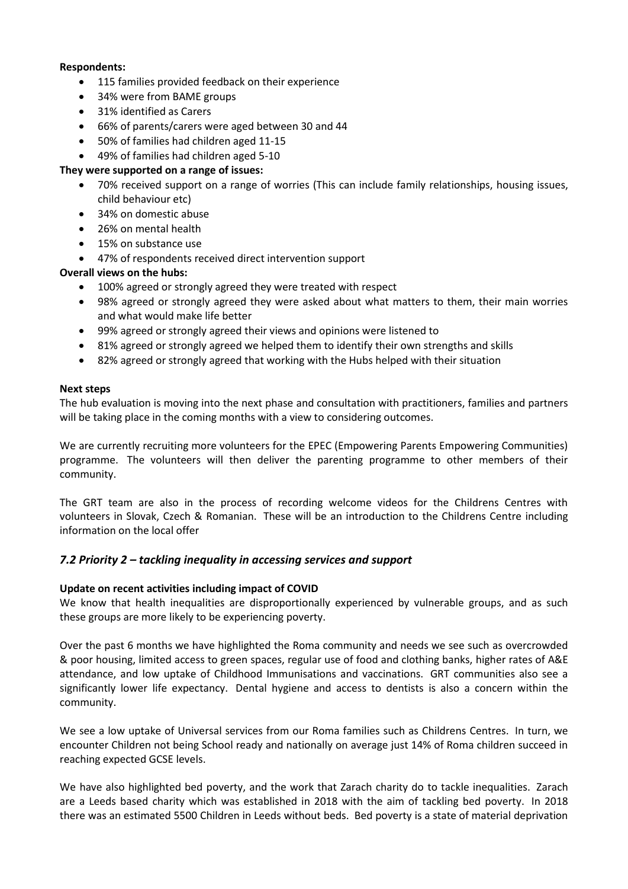**Respondents:**

- 115 families provided feedback on their experience
- 34% were from BAME groups
- 31% identified as Carers
- 66% of parents/carers were aged between 30 and 44
- 50% of families had children aged 11-15
- 49% of families had children aged 5-10

**They were supported on a range of issues:**

- 70% received support on a range of worries (This can include family relationships, housing issues, child behaviour etc)
- 34% on domestic abuse
- 26% on mental health
- 15% on substance use
- 47% of respondents received direct intervention support

**Overall views on the hubs:**

- 100% agreed or strongly agreed they were treated with respect
- 98% agreed or strongly agreed they were asked about what matters to them, their main worries and what would make life better
- 99% agreed or strongly agreed their views and opinions were listened to
- 81% agreed or strongly agreed we helped them to identify their own strengths and skills
- 82% agreed or strongly agreed that working with the Hubs helped with their situation

**Next steps**

The hub evaluation is moving into the next phase and consultation with practitioners, families and partners will be taking place in the coming months with a view to considering outcomes.

We are currently recruiting more volunteers for the EPEC (Empowering Parents Empowering Communities) programme. The volunteers will then deliver the parenting programme to other members of their community.

The GRT team are also in the process of recording welcome videos for the Childrens Centres with volunteers in Slovak, Czech & Romanian. These will be an introduction to the Childrens Centre including information on the local offer

### *7.2 Priority 2 – tackling inequality in accessing services and support*

**Update on recent activities including impact of COVID**

We know that health inequalities are disproportionally experienced by vulnerable groups, and as such these groups are more likely to be experiencing poverty.

Over the past 6 months we have highlighted the Roma community and needs we see such as overcrowded & poor housing, limited access to green spaces, regular use of food and clothing banks, higher rates of A&E attendance, and low uptake of Childhood Immunisations and vaccinations. GRT communities also see a significantly lower life expectancy. Dental hygiene and access to dentists is also a concern within the community.

We see a low uptake of Universal services from our Roma families such as Childrens Centres. In turn, we encounter Children not being School ready and nationally on average just 14% of Roma children succeed in reaching expected GCSE levels.

We have also highlighted bed poverty, and the work that Zarach charity do to tackle inequalities. Zarach are a Leeds based charity which was established in 2018 with the aim of tackling bed poverty. In 2018 there was an estimated 5500 Children in Leeds without beds. Bed poverty is a state of material deprivation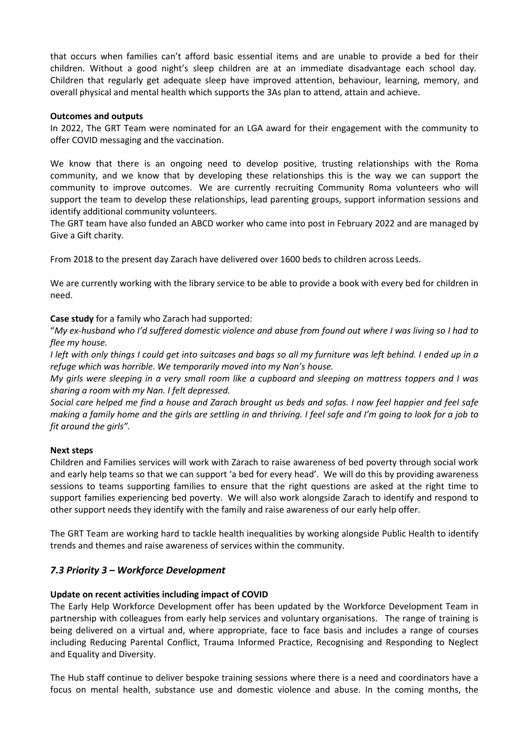that occurs when families can't afford basic essential items and are unable to provide a bed for their children. Without a good night's sleep children are at an immediate disadvantage each school day. Children that regularly get adequate sleep have improved attention, behaviour, learning, memory, and overall physical and mental health which supports the 3As plan to attend, attain and achieve.

**Outcomes and outputs**

In 2022, The GRT Team were nominated for an LGA award for their engagement with the community to offer COVID messaging and the vaccination.

We know that there is an ongoing need to develop positive, trusting relationships with the Roma community, and we know that by developing these relationships this is the way we can support the community to improve outcomes. We are currently recruiting Community Roma volunteers who will support the team to develop these relationships, lead parenting groups, support information sessions and identify additional community volunteers.

The GRT team have also funded an ABCD worker who came into post in February 2022 and are managed by Give a Gift charity.

From 2018 to the present day Zarach have delivered over 1600 beds to children across Leeds.

We are currently working with the library service to be able to provide a book with every bed for children in need.

**Case study** for a family who Zarach had supported:

"*My ex-husband who I'd suffered domestic violence and abuse from found out where I was living so I had to flee my house.*

*I left with only things I could get into suitcases and bags so all my furniture was left behind. I ended up in a refuge which was horrible. We temporarily moved into my Nan's house.*

*My girls were sleeping in a very small room like a cupboard and sleeping on mattress toppers and I was sharing a room with my Nan. I felt depressed.*

*Social care helped me find a house and Zarach brought us beds and sofas. I now feel happier and feel safe making a family home and the girls are settling in and thriving. I feel safe and I'm going to look for a job to fit around the girls*".

**Next steps**

Children and Families services will work with Zarach to raise awareness of bed poverty through social work and early help teams so that we can support 'a bed for every head'. We will do this by providing awareness sessions to teams supporting families to ensure that the right questions are asked at the right time to support families experiencing bed poverty. We will also work alongside Zarach to identify and respond to other support needs they identify with the family and raise awareness of our early help offer.

The GRT Team are working hard to tackle health inequalities by working alongside Public Health to identify trends and themes and raise awareness of services within the community.

### *7.3 Priority 3 – Workforce Development*

**Update on recent activities including impact of COVID**

The Early Help Workforce Development offer has been updated by the Workforce Development Team in partnership with colleagues from early help services and voluntary organisations. The range of training is being delivered on a virtual and, where appropriate, face to face basis and includes a range of courses including Reducing Parental Conflict, Trauma Informed Practice, Recognising and Responding to Neglect and Equality and Diversity.

The Hub staff continue to deliver bespoke training sessions where there is a need and coordinators have a focus on mental health, substance use and domestic violence and abuse. In the coming months, the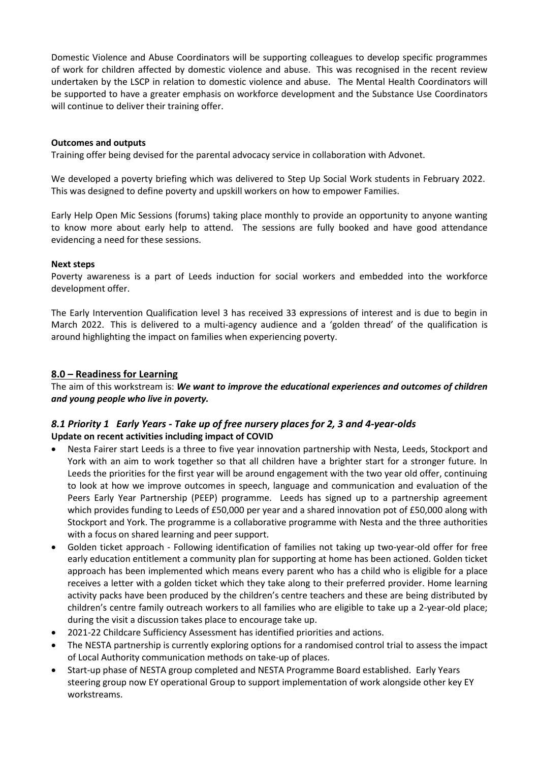Domestic Violence and Abuse Coordinators will be supporting colleagues to develop specific programmes of work for children affected by domestic violence and abuse. This was recognised in the recent review undertaken by the LSCP in relation to domestic violence and abuse. The Mental Health Coordinators will be supported to have a greater emphasis on workforce development and the Substance Use Coordinators will continue to deliver their training offer.

**Outcomes and outputs**

Training offer being devised for the parental advocacy service in collaboration with Advonet.

We developed a poverty briefing which was delivered to Step Up Social Work students in February 2022. This was designed to define poverty and upskill workers on how to empower Families.

Early Help Open Mic Sessions (forums) taking place monthly to provide an opportunity to anyone wanting to know more about early help to attend. The sessions are fully booked and have good attendance evidencing a need for these sessions.

**Next steps**

Poverty awareness is a part of Leeds induction for social workers and embedded into the workforce development offer.

The Early Intervention Qualification level 3 has received 33 expressions of interest and is due to begin in March 2022. This is delivered to a multi-agency audience and a 'golden thread' of the qualification is around highlighting the impact on families when experiencing poverty.

## 8.0 – Readiness for Learning

The aim of this workstream is: ***We want to improve the educational experiences and outcomes of children and young people who live in poverty.***

### *8.1 Priority 1 Early Years - Take up of free nursery places for 2, 3 and 4-year-olds*

**Update on recent activities including impact of COVID**

- Nesta Fairer start Leeds is a three to five year innovation partnership with Nesta, Leeds, Stockport and York with an aim to work together so that all children have a brighter start for a stronger future. In Leeds the priorities for the first year will be around engagement with the two year old offer, continuing to look at how we improve outcomes in speech, language and communication and evaluation of the Peers Early Year Partnership (PEEP) programme. Leeds has signed up to a partnership agreement which provides funding to Leeds of £50,000 per year and a shared innovation pot of £50,000 along with Stockport and York. The programme is a collaborative programme with Nesta and the three authorities with a focus on shared learning and peer support.
- Golden ticket approach - Following identification of families not taking up two-year-old offer for free early education entitlement a community plan for supporting at home has been actioned. Golden ticket approach has been implemented which means every parent who has a child who is eligible for a place receives a letter with a golden ticket which they take along to their preferred provider. Home learning activity packs have been produced by the children's centre teachers and these are being distributed by children's centre family outreach workers to all families who are eligible to take up a 2-year-old place; during the visit a discussion takes place to encourage take up.
- 2021-22 Childcare Sufficiency Assessment has identified priorities and actions.
- The NESTA partnership is currently exploring options for a randomised control trial to assess the impact of Local Authority communication methods on take-up of places.
- Start-up phase of NESTA group completed and NESTA Programme Board established. Early Years steering group now EY operational Group to support implementation of work alongside other key EY workstreams.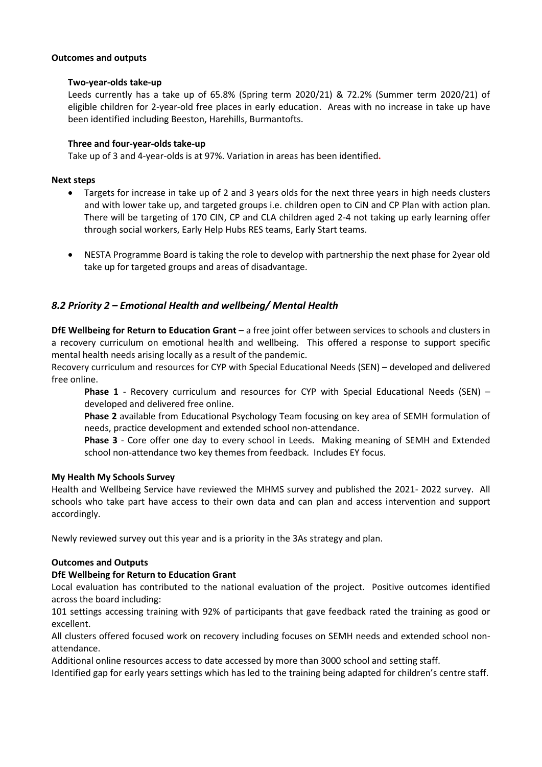**Outcomes and outputs**

**Two-year-olds take-up**

Leeds currently has a take up of 65.8% (Spring term 2020/21) & 72.2% (Summer term 2020/21) of eligible children for 2-year-old free places in early education. Areas with no increase in take up have been identified including Beeston, Harehills, Burmantofts.

**Three and four-year-olds take-up**

Take up of 3 and 4-year-olds is at 97%. Variation in areas has been identified.

**Next steps**

- Targets for increase in take up of 2 and 3 years olds for the next three years in high needs clusters and with lower take up, and targeted groups i.e. children open to CiN and CP Plan with action plan. There will be targeting of 170 CIN, CP and CLA children aged 2-4 not taking up early learning offer through social workers, Early Help Hubs RES teams, Early Start teams.
- NESTA Programme Board is taking the role to develop with partnership the next phase for 2year old take up for targeted groups and areas of disadvantage.

### *8.2 Priority 2 – Emotional Health and wellbeing/ Mental Health*

**DfE Wellbeing for Return to Education Grant** – a free joint offer between services to schools and clusters in a recovery curriculum on emotional health and wellbeing. This offered a response to support specific mental health needs arising locally as a result of the pandemic.

Recovery curriculum and resources for CYP with Special Educational Needs (SEN) – developed and delivered free online.

**Phase 1** - Recovery curriculum and resources for CYP with Special Educational Needs (SEN) – developed and delivered free online.

**Phase 2** available from Educational Psychology Team focusing on key area of SEMH formulation of needs, practice development and extended school non-attendance.

**Phase 3** - Core offer one day to every school in Leeds. Making meaning of SEMH and Extended school non-attendance two key themes from feedback. Includes EY focus.

**My Health My Schools Survey**

Health and Wellbeing Service have reviewed the MHMS survey and published the 2021- 2022 survey. All schools who take part have access to their own data and can plan and access intervention and support accordingly.

Newly reviewed survey out this year and is a priority in the 3As strategy and plan.

**Outcomes and Outputs**

**DfE Wellbeing for Return to Education Grant**

Local evaluation has contributed to the national evaluation of the project. Positive outcomes identified across the board including:

101 settings accessing training with 92% of participants that gave feedback rated the training as good or excellent.

All clusters offered focused work on recovery including focuses on SEMH needs and extended school non-attendance.

Additional online resources access to date accessed by more than 3000 school and setting staff.

Identified gap for early years settings which has led to the training being adapted for children's centre staff.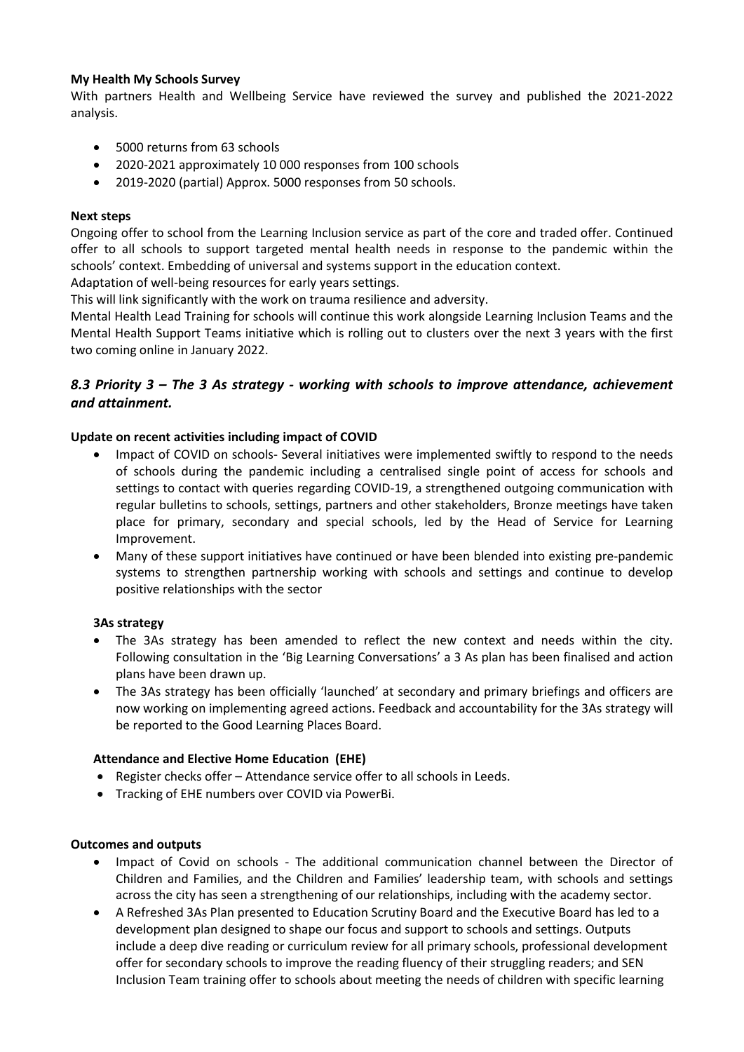**My Health My Schools Survey**

With partners Health and Wellbeing Service have reviewed the survey and published the 2021-2022 analysis.

- 5000 returns from 63 schools
- 2020-2021 approximately 10 000 responses from 100 schools
- 2019-2020 (partial) Approx. 5000 responses from 50 schools.

**Next steps**

Ongoing offer to school from the Learning Inclusion service as part of the core and traded offer. Continued offer to all schools to support targeted mental health needs in response to the pandemic within the schools' context. Embedding of universal and systems support in the education context.

Adaptation of well-being resources for early years settings.

This will link significantly with the work on trauma resilience and adversity.

Mental Health Lead Training for schools will continue this work alongside Learning Inclusion Teams and the Mental Health Support Teams initiative which is rolling out to clusters over the next 3 years with the first two coming online in January 2022.

### *8.3 Priority 3 – The 3 As strategy - working with schools to improve attendance, achievement and attainment.*

**Update on recent activities including impact of COVID**

- Impact of COVID on schools- Several initiatives were implemented swiftly to respond to the needs of schools during the pandemic including a centralised single point of access for schools and settings to contact with queries regarding COVID-19, a strengthened outgoing communication with regular bulletins to schools, settings, partners and other stakeholders, Bronze meetings have taken place for primary, secondary and special schools, led by the Head of Service for Learning Improvement.
- Many of these support initiatives have continued or have been blended into existing pre-pandemic systems to strengthen partnership working with schools and settings and continue to develop positive relationships with the sector

**3As strategy**

- The 3As strategy has been amended to reflect the new context and needs within the city. Following consultation in the 'Big Learning Conversations' a 3 As plan has been finalised and action plans have been drawn up.
- The 3As strategy has been officially 'launched' at secondary and primary briefings and officers are now working on implementing agreed actions. Feedback and accountability for the 3As strategy will be reported to the Good Learning Places Board.

**Attendance and Elective Home Education (EHE)**

- Register checks offer – Attendance service offer to all schools in Leeds.
- Tracking of EHE numbers over COVID via PowerBi.

**Outcomes and outputs**

- Impact of Covid on schools - The additional communication channel between the Director of Children and Families, and the Children and Families' leadership team, with schools and settings across the city has seen a strengthening of our relationships, including with the academy sector.
- A Refreshed 3As Plan presented to Education Scrutiny Board and the Executive Board has led to a development plan designed to shape our focus and support to schools and settings. Outputs include a deep dive reading or curriculum review for all primary schools, professional development offer for secondary schools to improve the reading fluency of their struggling readers; and SEN Inclusion Team training offer to schools about meeting the needs of children with specific learning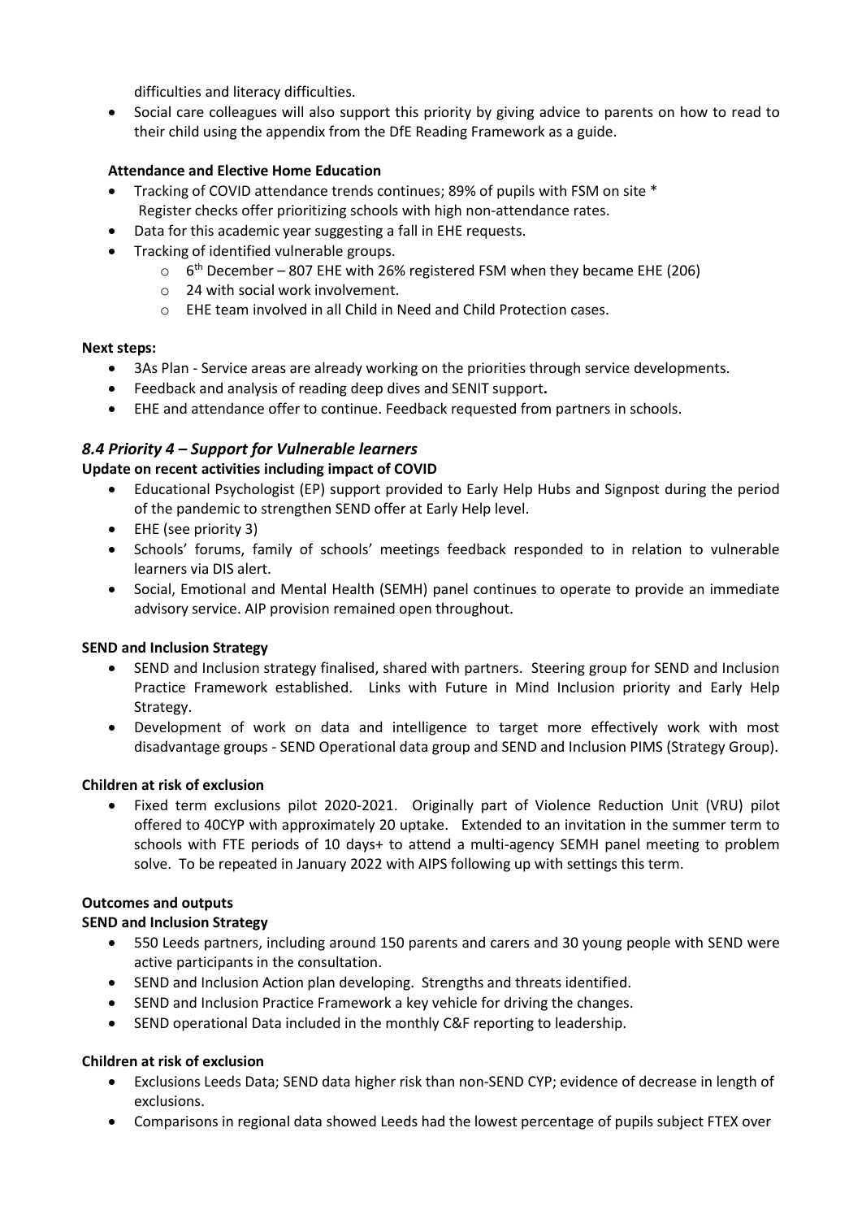difficulties and literacy difficulties.

- Social care colleagues will also support this priority by giving advice to parents on how to read to their child using the appendix from the DfE Reading Framework as a guide.

**Attendance and Elective Home Education**

- Tracking of COVID attendance trends continues; 89% of pupils with FSM on site *
  Register checks offer prioritizing schools with high non-attendance rates.
- Data for this academic year suggesting a fall in EHE requests.
- Tracking of identified vulnerable groups.
    - 6th December – 807 EHE with 26% registered FSM when they became EHE (206)
    - 24 with social work involvement.
    - EHE team involved in all Child in Need and Child Protection cases.

**Next steps:**

- 3As Plan - Service areas are already working on the priorities through service developments.
- Feedback and analysis of reading deep dives and SENIT support**.**
- EHE and attendance offer to continue. Feedback requested from partners in schools.

### *8.4 Priority 4 – Support for Vulnerable learners*

**Update on recent activities including impact of COVID**

- Educational Psychologist (EP) support provided to Early Help Hubs and Signpost during the period of the pandemic to strengthen SEND offer at Early Help level.
- EHE (see priority 3)
- Schools' forums, family of schools' meetings feedback responded to in relation to vulnerable learners via DIS alert.
- Social, Emotional and Mental Health (SEMH) panel continues to operate to provide an immediate advisory service. AIP provision remained open throughout.

**SEND and Inclusion Strategy**

- SEND and Inclusion strategy finalised, shared with partners. Steering group for SEND and Inclusion Practice Framework established. Links with Future in Mind Inclusion priority and Early Help Strategy.
- Development of work on data and intelligence to target more effectively work with most disadvantage groups - SEND Operational data group and SEND and Inclusion PIMS (Strategy Group).

**Children at risk of exclusion**

- Fixed term exclusions pilot 2020-2021. Originally part of Violence Reduction Unit (VRU) pilot offered to 40CYP with approximately 20 uptake. Extended to an invitation in the summer term to schools with FTE periods of 10 days+ to attend a multi-agency SEMH panel meeting to problem solve. To be repeated in January 2022 with AIPS following up with settings this term.

**Outcomes and outputs**

**SEND and Inclusion Strategy**

- 550 Leeds partners, including around 150 parents and carers and 30 young people with SEND were active participants in the consultation.
- SEND and Inclusion Action plan developing. Strengths and threats identified.
- SEND and Inclusion Practice Framework a key vehicle for driving the changes.
- SEND operational Data included in the monthly C&F reporting to leadership.

**Children at risk of exclusion**

- Exclusions Leeds Data; SEND data higher risk than non-SEND CYP; evidence of decrease in length of exclusions.
- Comparisons in regional data showed Leeds had the lowest percentage of pupils subject FTEX over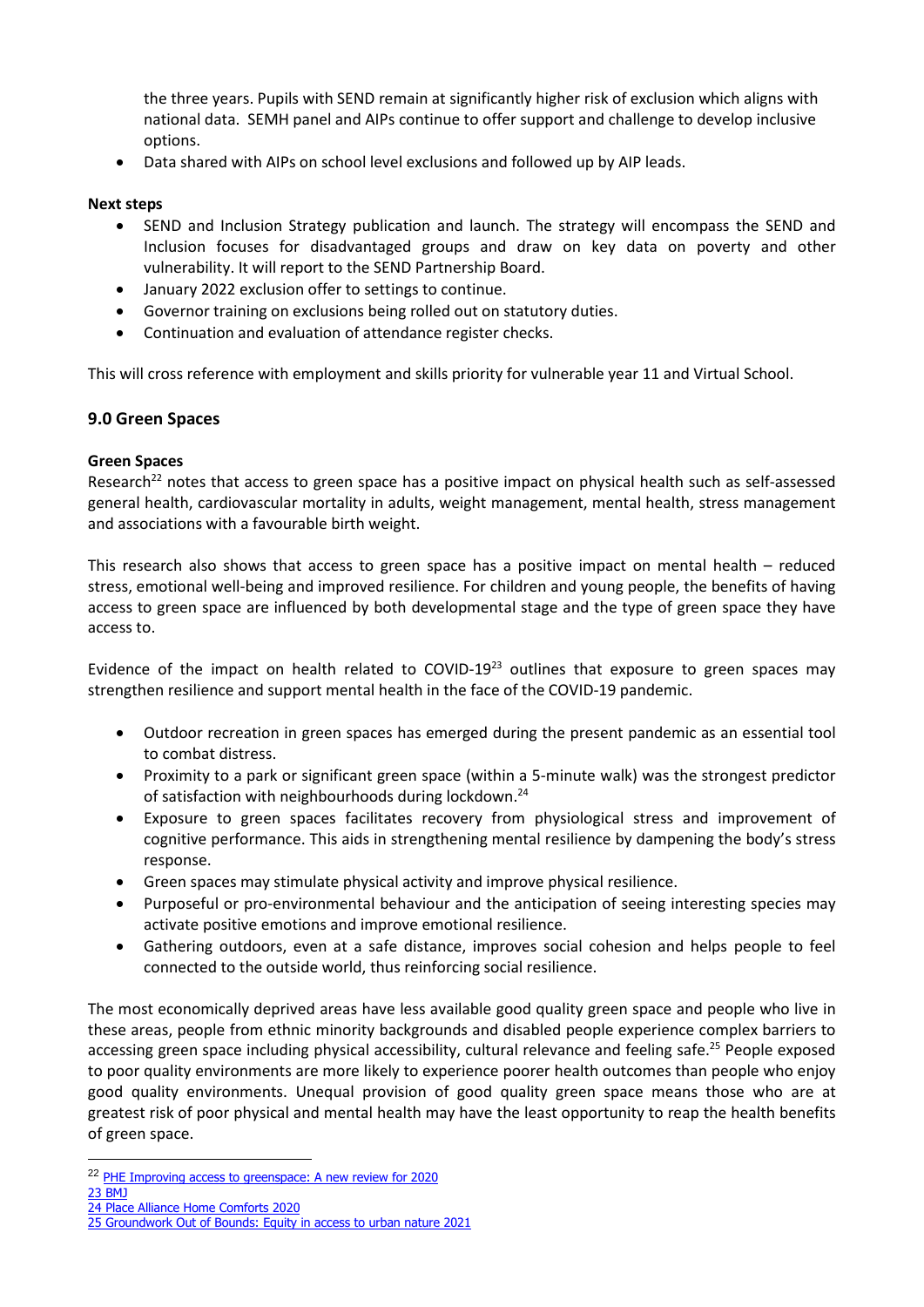the three years. Pupils with SEND remain at significantly higher risk of exclusion which aligns with national data. SEMH panel and AIPs continue to offer support and challenge to develop inclusive options.

- Data shared with AIPs on school level exclusions and followed up by AIP leads.

**Next steps**

- SEND and Inclusion Strategy publication and launch. The strategy will encompass the SEND and Inclusion focuses for disadvantaged groups and draw on key data on poverty and other vulnerability. It will report to the SEND Partnership Board.
- January 2022 exclusion offer to settings to continue.
- Governor training on exclusions being rolled out on statutory duties.
- Continuation and evaluation of attendance register checks.

This will cross reference with employment and skills priority for vulnerable year 11 and Virtual School.

## 9.0 Green Spaces

**Green Spaces**

Research[22] notes that access to green space has a positive impact on physical health such as self-assessed general health, cardiovascular mortality in adults, weight management, mental health, stress management and associations with a favourable birth weight.

This research also shows that access to green space has a positive impact on mental health – reduced stress, emotional well-being and improved resilience. For children and young people, the benefits of having access to green space are influenced by both developmental stage and the type of green space they have access to.

Evidence of the impact on health related to COVID-19[23] outlines that exposure to green spaces may strengthen resilience and support mental health in the face of the COVID-19 pandemic.

- Outdoor recreation in green spaces has emerged during the present pandemic as an essential tool to combat distress.
- Proximity to a park or significant green space (within a 5-minute walk) was the strongest predictor of satisfaction with neighbourhoods during lockdown.[24]
- Exposure to green spaces facilitates recovery from physiological stress and improvement of cognitive performance. This aids in strengthening mental resilience by dampening the body's stress response.
- Green spaces may stimulate physical activity and improve physical resilience.
- Purposeful or pro-environmental behaviour and the anticipation of seeing interesting species may activate positive emotions and improve emotional resilience.
- Gathering outdoors, even at a safe distance, improves social cohesion and helps people to feel connected to the outside world, thus reinforcing social resilience.

The most economically deprived areas have less available good quality green space and people who live in these areas, people from ethnic minority backgrounds and disabled people experience complex barriers to accessing green space including physical accessibility, cultural relevance and feeling safe.[25] People exposed to poor quality environments are more likely to experience poorer health outcomes than people who enjoy good quality environments. Unequal provision of good quality green space means those who are at greatest risk of poor physical and mental health may have the least opportunity to reap the health benefits of green space.

---

[22] PHE Improving access to greenspace: A new review for 2020

[23] BMJ

[24] Place Alliance Home Comforts 2020

[25] Groundwork Out of Bounds: Equity in access to urban nature 2021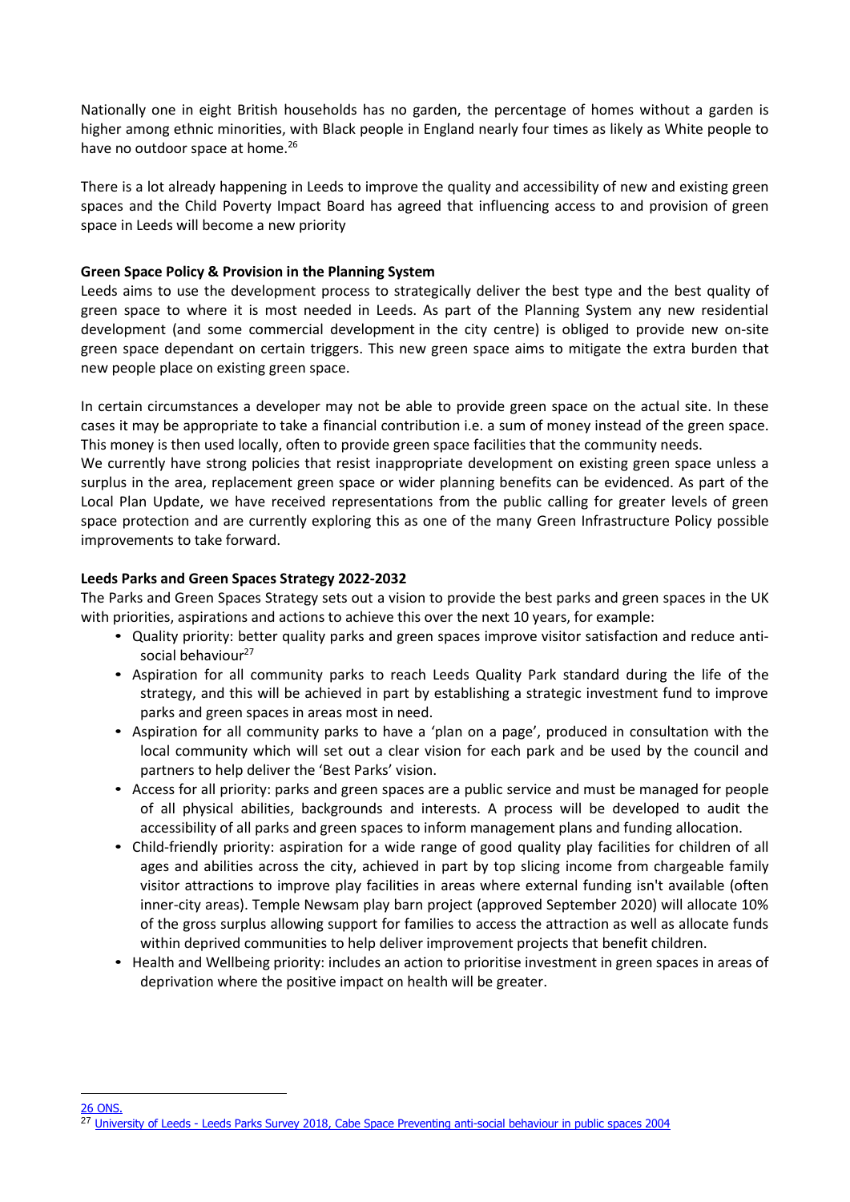Nationally one in eight British households has no garden, the percentage of homes without a garden is higher among ethnic minorities, with Black people in England nearly four times as likely as White people to have no outdoor space at home.[26]

There is a lot already happening in Leeds to improve the quality and accessibility of new and existing green spaces and the Child Poverty Impact Board has agreed that influencing access to and provision of green space in Leeds will become a new priority

**Green Space Policy & Provision in the Planning System**

Leeds aims to use the development process to strategically deliver the best type and the best quality of green space to where it is most needed in Leeds. As part of the Planning System any new residential development (and some commercial development in the city centre) is obliged to provide new on-site green space dependant on certain triggers. This new green space aims to mitigate the extra burden that new people place on existing green space.

In certain circumstances a developer may not be able to provide green space on the actual site. In these cases it may be appropriate to take a financial contribution i.e. a sum of money instead of the green space. This money is then used locally, often to provide green space facilities that the community needs.

We currently have strong policies that resist inappropriate development on existing green space unless a surplus in the area, replacement green space or wider planning benefits can be evidenced. As part of the Local Plan Update, we have received representations from the public calling for greater levels of green space protection and are currently exploring this as one of the many Green Infrastructure Policy possible improvements to take forward.

**Leeds Parks and Green Spaces Strategy 2022-2032**

The Parks and Green Spaces Strategy sets out a vision to provide the best parks and green spaces in the UK with priorities, aspirations and actions to achieve this over the next 10 years, for example:

- Quality priority: better quality parks and green spaces improve visitor satisfaction and reduce anti-social behaviour[27]
- Aspiration for all community parks to reach Leeds Quality Park standard during the life of the strategy, and this will be achieved in part by establishing a strategic investment fund to improve parks and green spaces in areas most in need.
- Aspiration for all community parks to have a 'plan on a page', produced in consultation with the local community which will set out a clear vision for each park and be used by the council and partners to help deliver the 'Best Parks' vision.
- Access for all priority: parks and green spaces are a public service and must be managed for people of all physical abilities, backgrounds and interests. A process will be developed to audit the accessibility of all parks and green spaces to inform management plans and funding allocation.
- Child-friendly priority: aspiration for a wide range of good quality play facilities for children of all ages and abilities across the city, achieved in part by top slicing income from chargeable family visitor attractions to improve play facilities in areas where external funding isn't available (often inner-city areas). Temple Newsam play barn project (approved September 2020) will allocate 10% of the gross surplus allowing support for families to access the attraction as well as allocate funds within deprived communities to help deliver improvement projects that benefit children.
- Health and Wellbeing priority: includes an action to prioritise investment in green spaces in areas of deprivation where the positive impact on health will be greater.

---

[26] ONS.

[27] University of Leeds - Leeds Parks Survey 2018, Cabe Space Preventing anti-social behaviour in public spaces 2004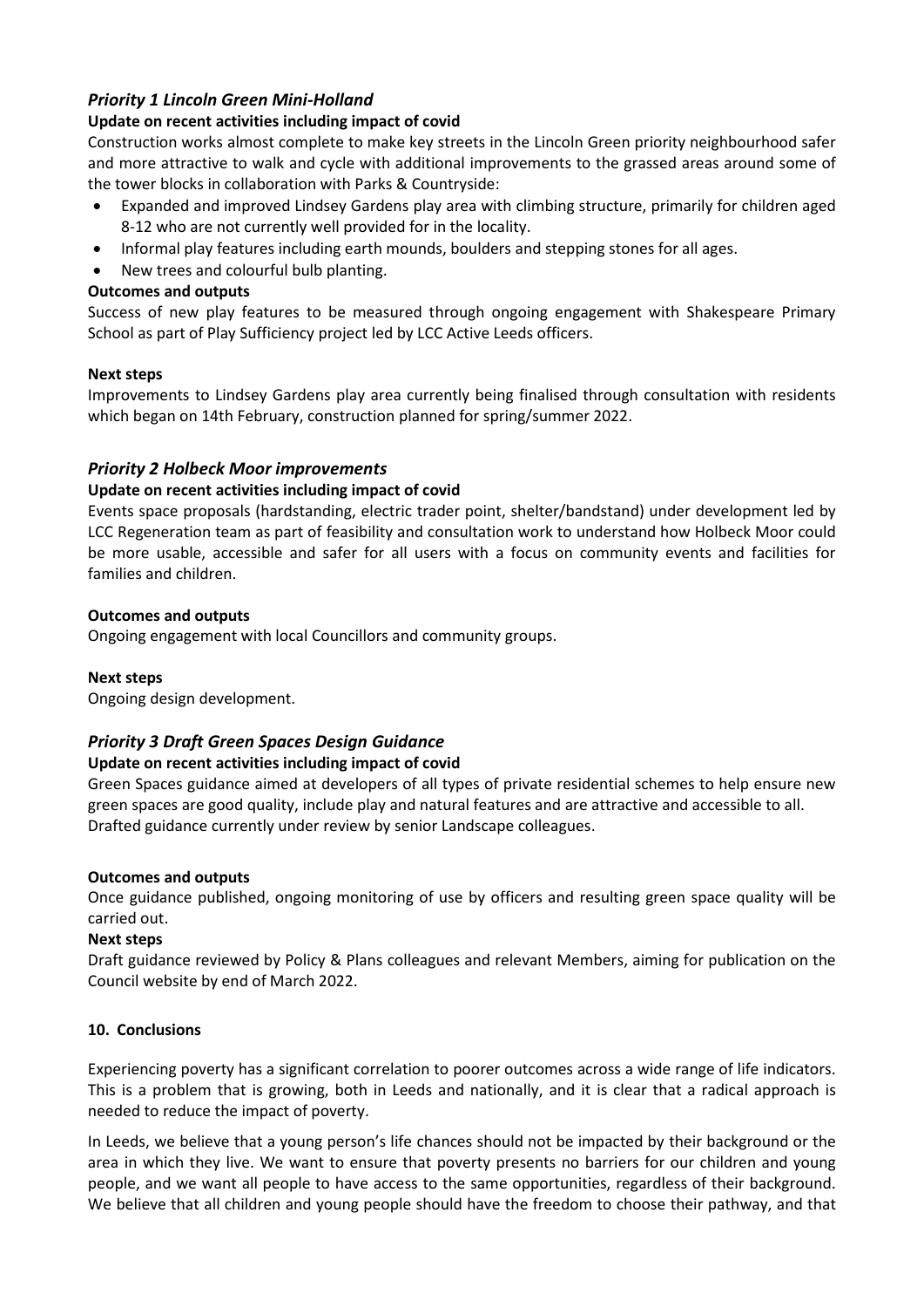### *Priority 1 Lincoln Green Mini-Holland*

**Update on recent activities including impact of covid**

Construction works almost complete to make key streets in the Lincoln Green priority neighbourhood safer and more attractive to walk and cycle with additional improvements to the grassed areas around some of the tower blocks in collaboration with Parks & Countryside:

- Expanded and improved Lindsey Gardens play area with climbing structure, primarily for children aged 8-12 who are not currently well provided for in the locality.
- Informal play features including earth mounds, boulders and stepping stones for all ages.
- New trees and colourful bulb planting.

**Outcomes and outputs**

Success of new play features to be measured through ongoing engagement with Shakespeare Primary School as part of Play Sufficiency project led by LCC Active Leeds officers.

**Next steps**

Improvements to Lindsey Gardens play area currently being finalised through consultation with residents which began on 14th February, construction planned for spring/summer 2022.

### *Priority 2 Holbeck Moor improvements*

**Update on recent activities including impact of covid**

Events space proposals (hardstanding, electric trader point, shelter/bandstand) under development led by LCC Regeneration team as part of feasibility and consultation work to understand how Holbeck Moor could be more usable, accessible and safer for all users with a focus on community events and facilities for families and children.

**Outcomes and outputs**

Ongoing engagement with local Councillors and community groups.

**Next steps**

Ongoing design development.

### *Priority 3 Draft Green Spaces Design Guidance*

**Update on recent activities including impact of covid**

Green Spaces guidance aimed at developers of all types of private residential schemes to help ensure new green spaces are good quality, include play and natural features and are attractive and accessible to all. Drafted guidance currently under review by senior Landscape colleagues.

**Outcomes and outputs**

Once guidance published, ongoing monitoring of use by officers and resulting green space quality will be carried out.

**Next steps**

Draft guidance reviewed by Policy & Plans colleagues and relevant Members, aiming for publication on the Council website by end of March 2022.

## 10. Conclusions

Experiencing poverty has a significant correlation to poorer outcomes across a wide range of life indicators. This is a problem that is growing, both in Leeds and nationally, and it is clear that a radical approach is needed to reduce the impact of poverty.

In Leeds, we believe that a young person's life chances should not be impacted by their background or the area in which they live. We want to ensure that poverty presents no barriers for our children and young people, and we want all people to have access to the same opportunities, regardless of their background. We believe that all children and young people should have the freedom to choose their pathway, and that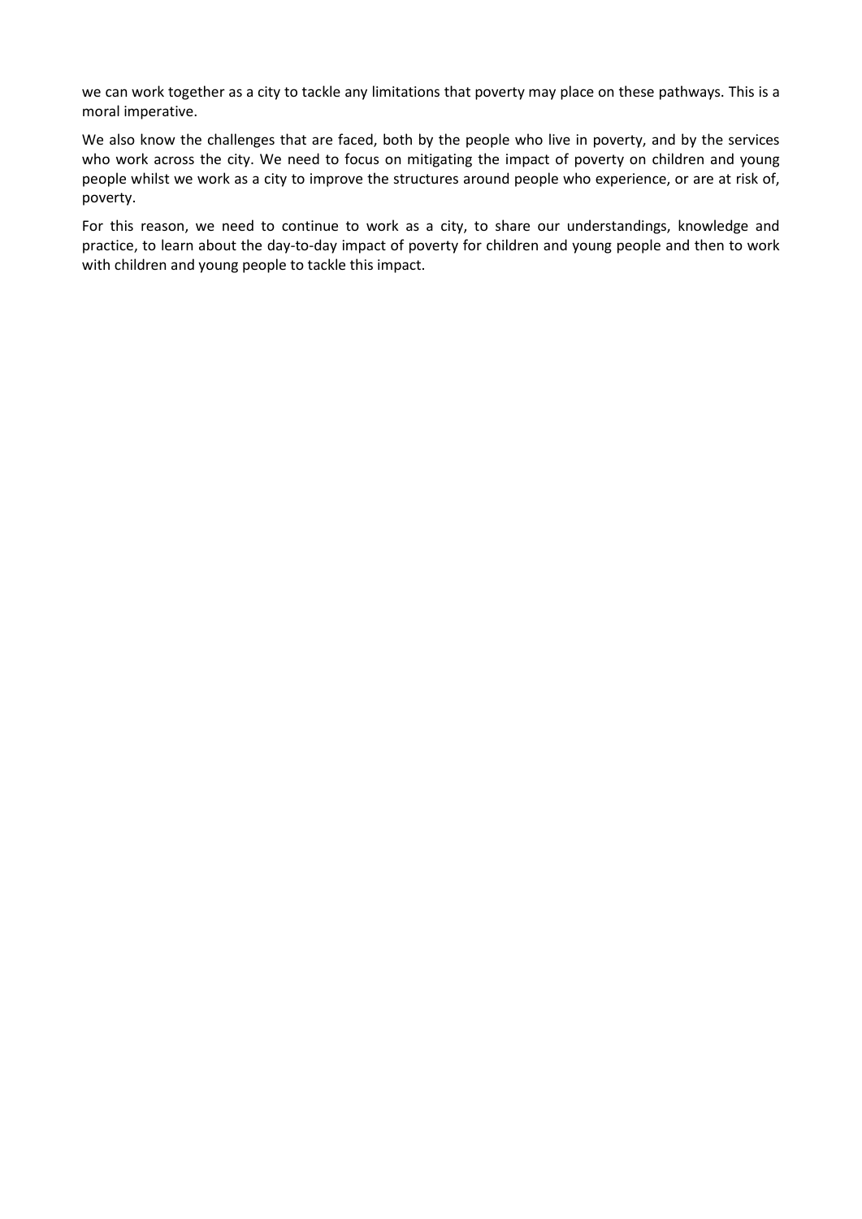we can work together as a city to tackle any limitations that poverty may place on these pathways. This is a moral imperative.

We also know the challenges that are faced, both by the people who live in poverty, and by the services who work across the city. We need to focus on mitigating the impact of poverty on children and young people whilst we work as a city to improve the structures around people who experience, or are at risk of, poverty.

For this reason, we need to continue to work as a city, to share our understandings, knowledge and practice, to learn about the day-to-day impact of poverty for children and young people and then to work with children and young people to tackle this impact.